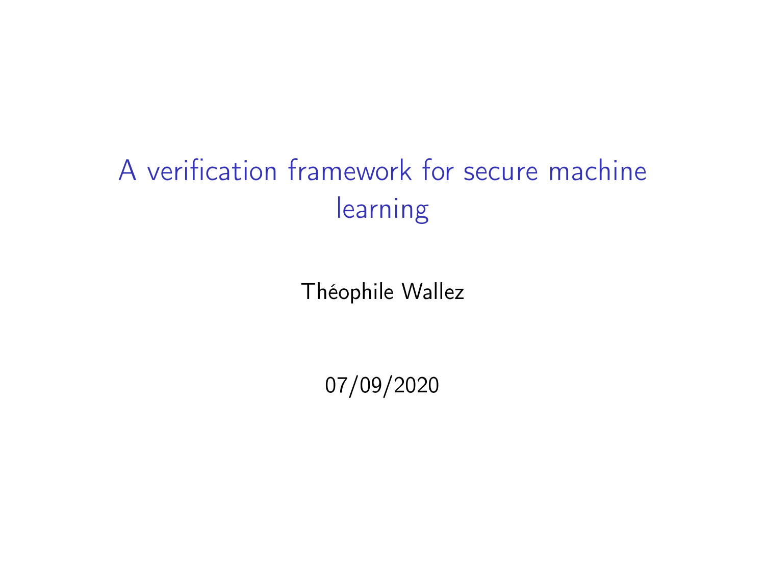# A verification framework for secure machine learning

Théophile Wallez

07/09/2020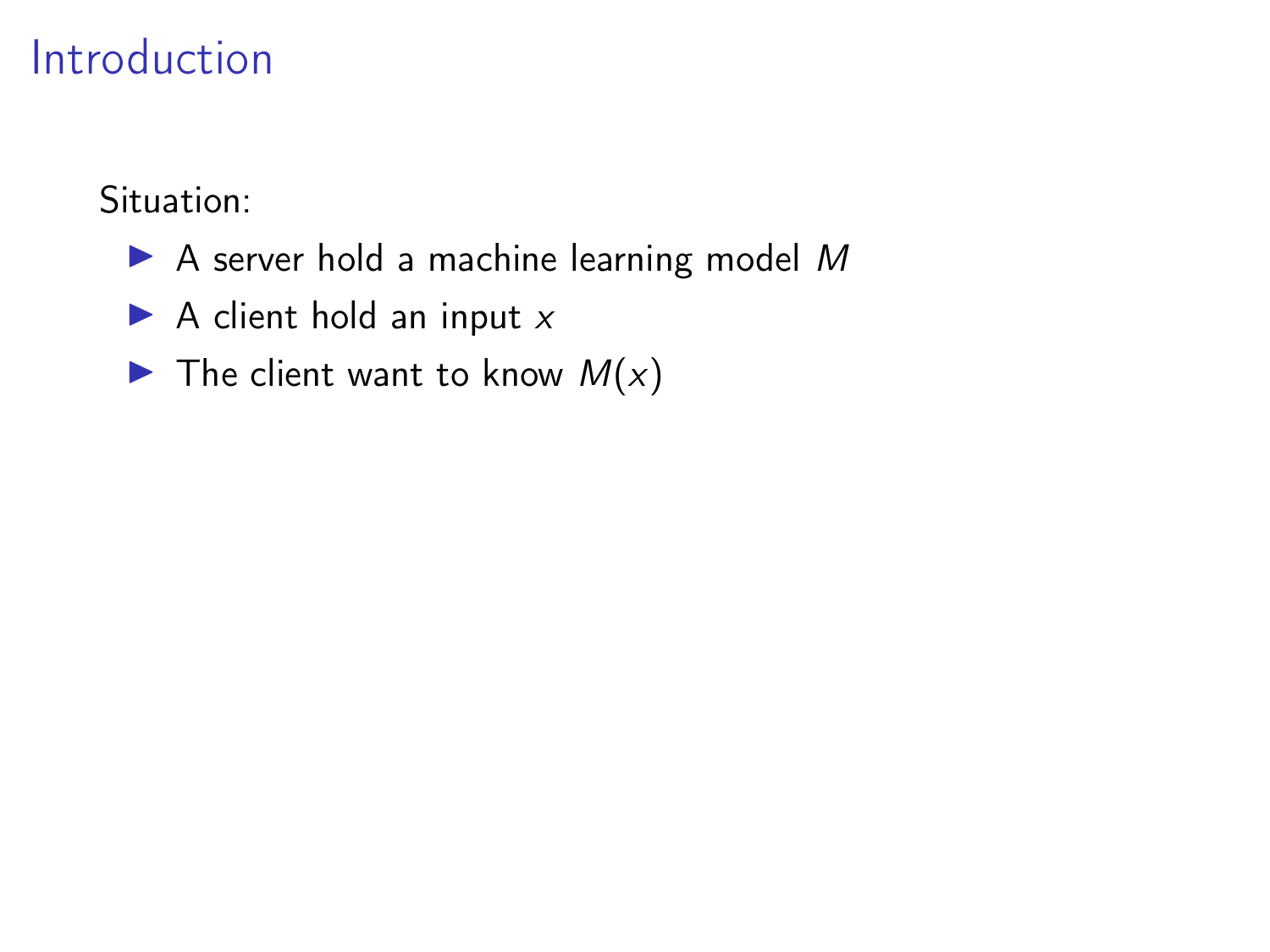# Introduction

Situation:

- A server hold a machine learning model $M$
- A client hold an input $x$
- The client want to know $M(x)$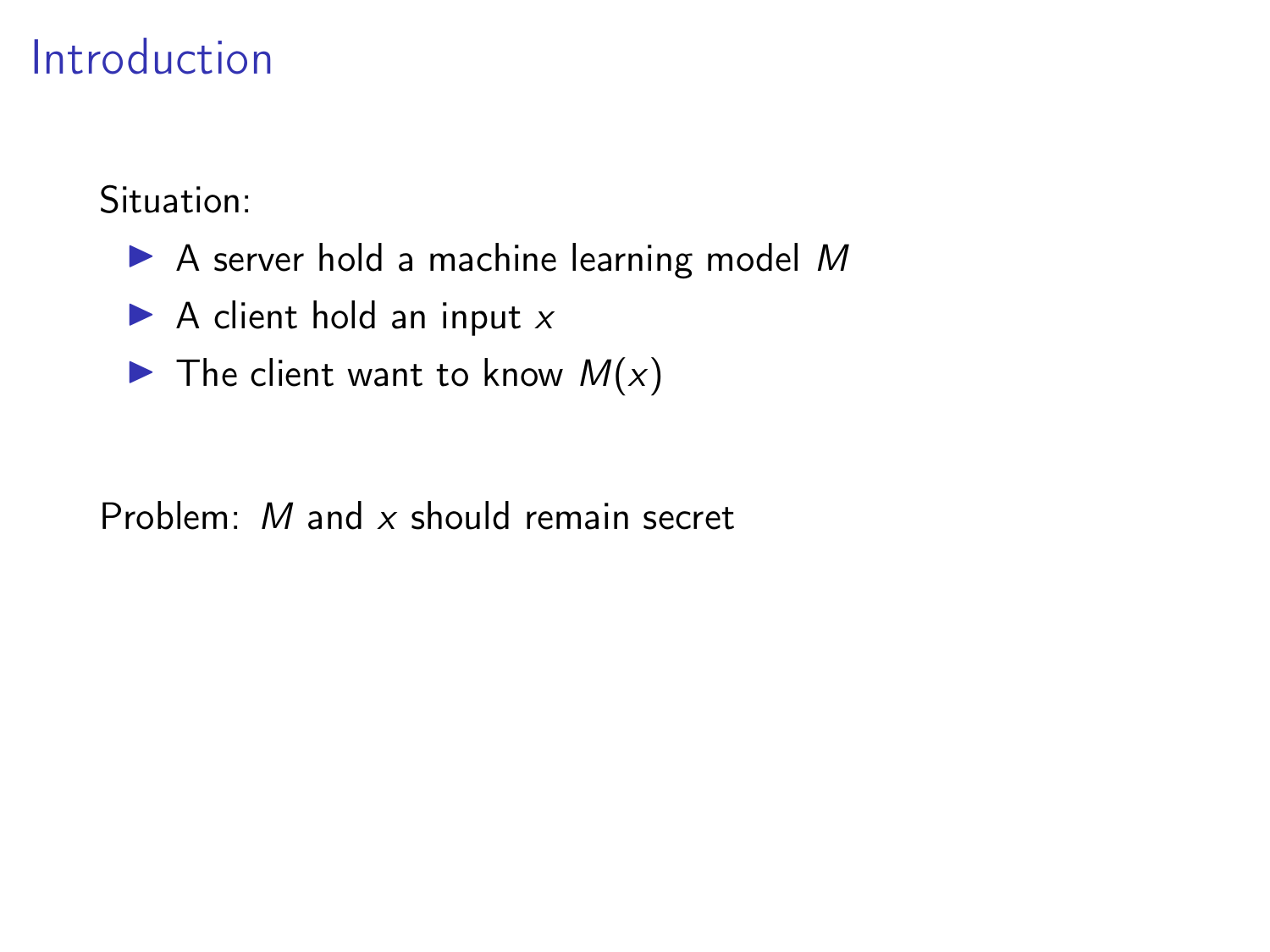# Introduction

Situation:

- A server hold a machine learning model $M$
- A client hold an input $x$
- The client want to know $M(x)$

Problem: $M$ and $x$ should remain secret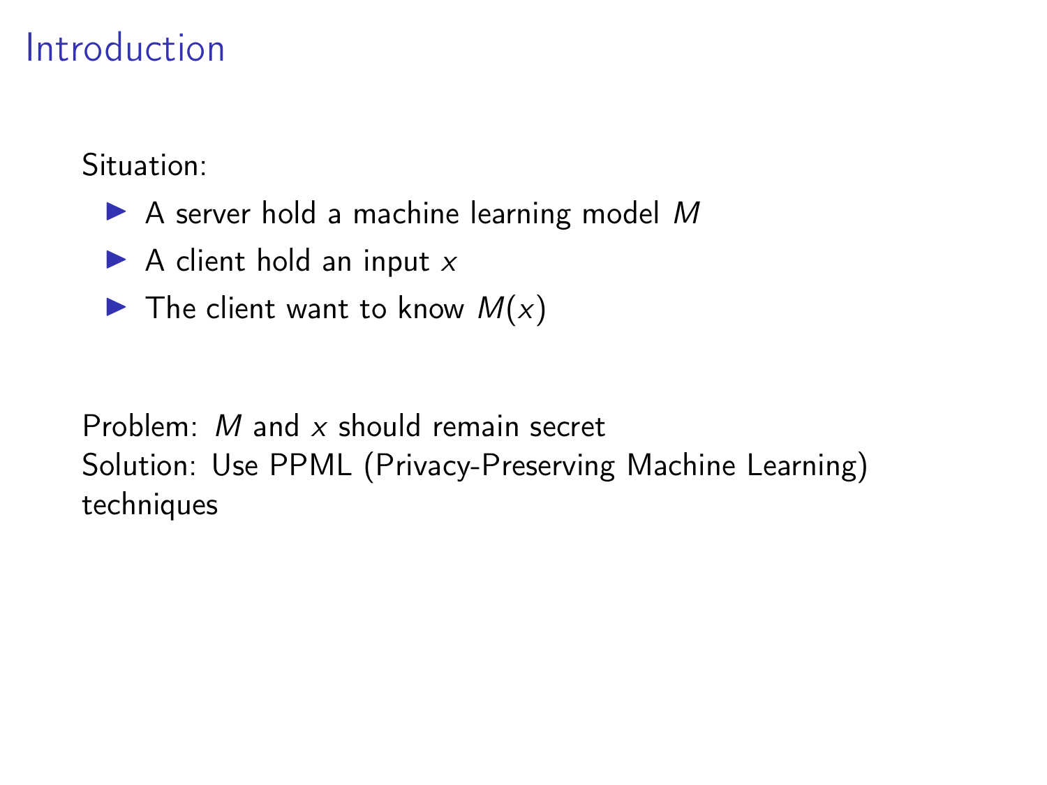# Introduction

Situation:

- A server hold a machine learning model $M$
- A client hold an input $x$
- The client want to know $M(x)$

Problem: $M$ and $x$ should remain secret
Solution: Use PPML (Privacy-Preserving Machine Learning) techniques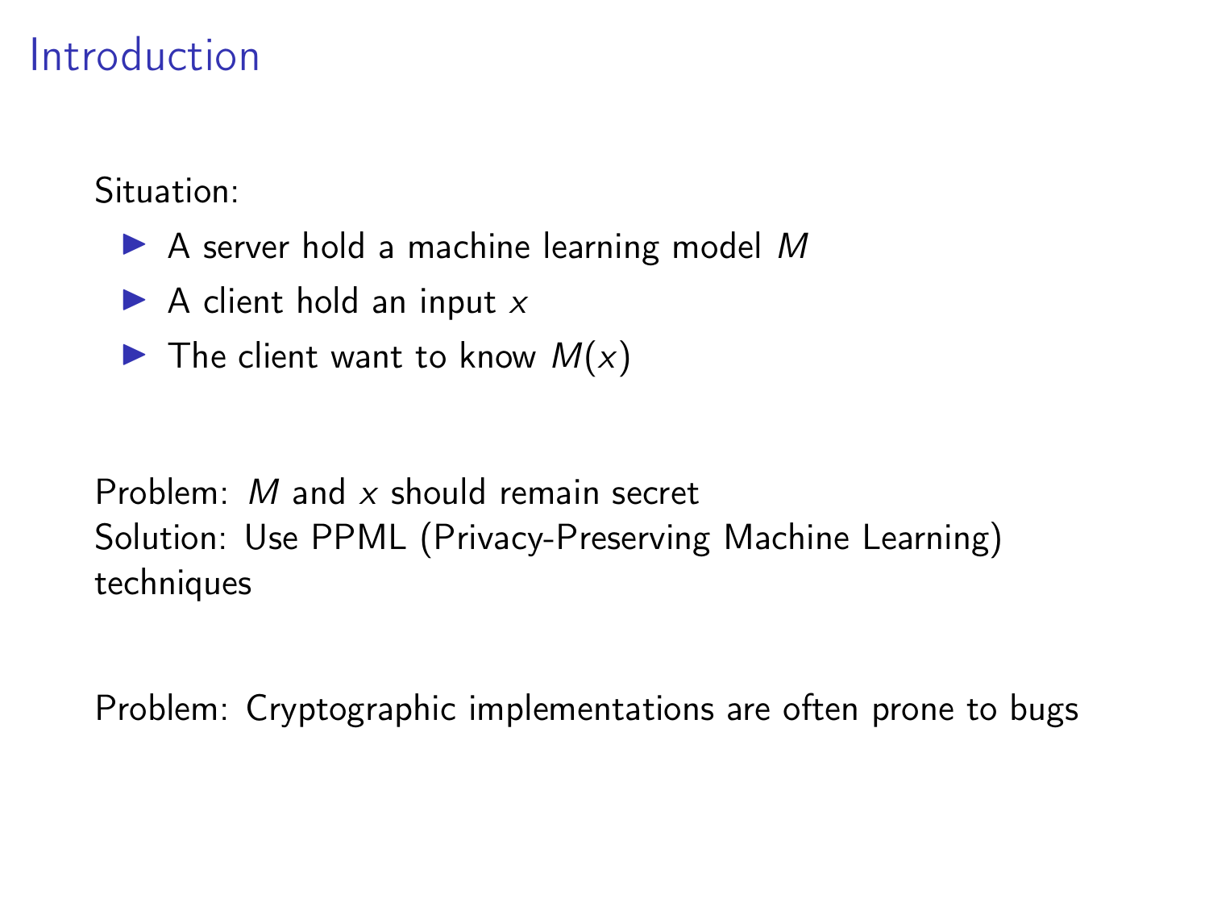# Introduction

Situation:

- A server hold a machine learning model $M$
- A client hold an input $x$
- The client want to know $M(x)$

Problem: $M$ and $x$ should remain secret
Solution: Use PPML (Privacy-Preserving Machine Learning) techniques

Problem: Cryptographic implementations are often prone to bugs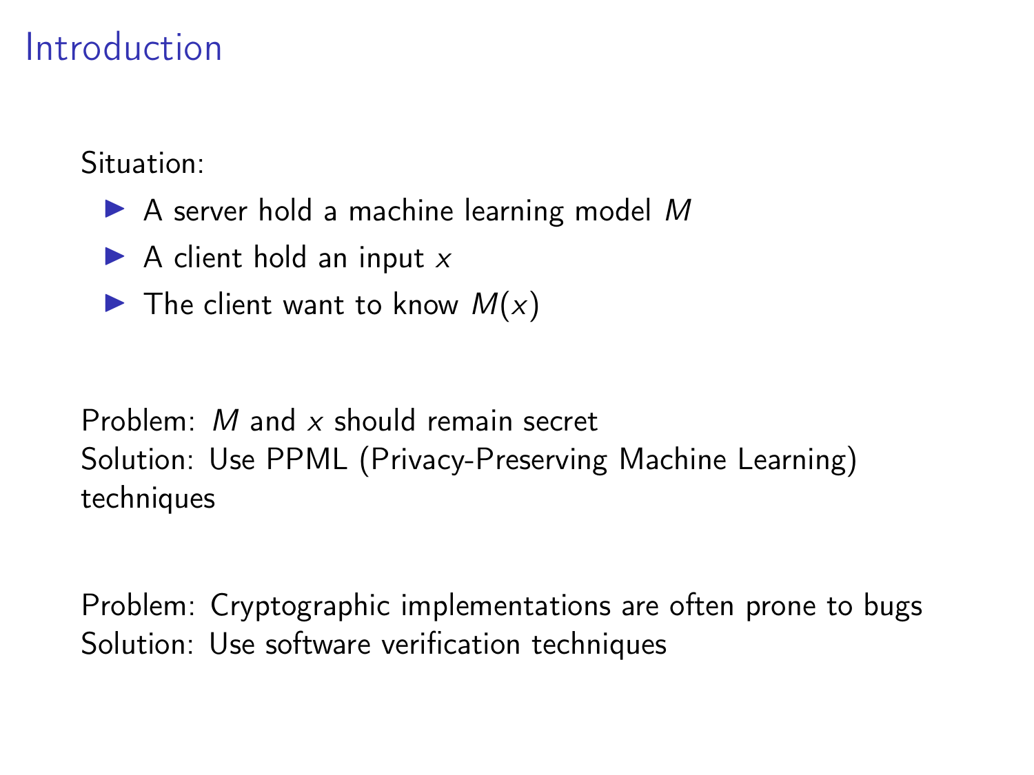# Introduction

Situation:

- A server hold a machine learning model $M$
- A client hold an input $x$
- The client want to know $M(x)$

Problem: $M$ and $x$ should remain secret
Solution: Use PPML (Privacy-Preserving Machine Learning) techniques

Problem: Cryptographic implementations are often prone to bugs
Solution: Use software verification techniques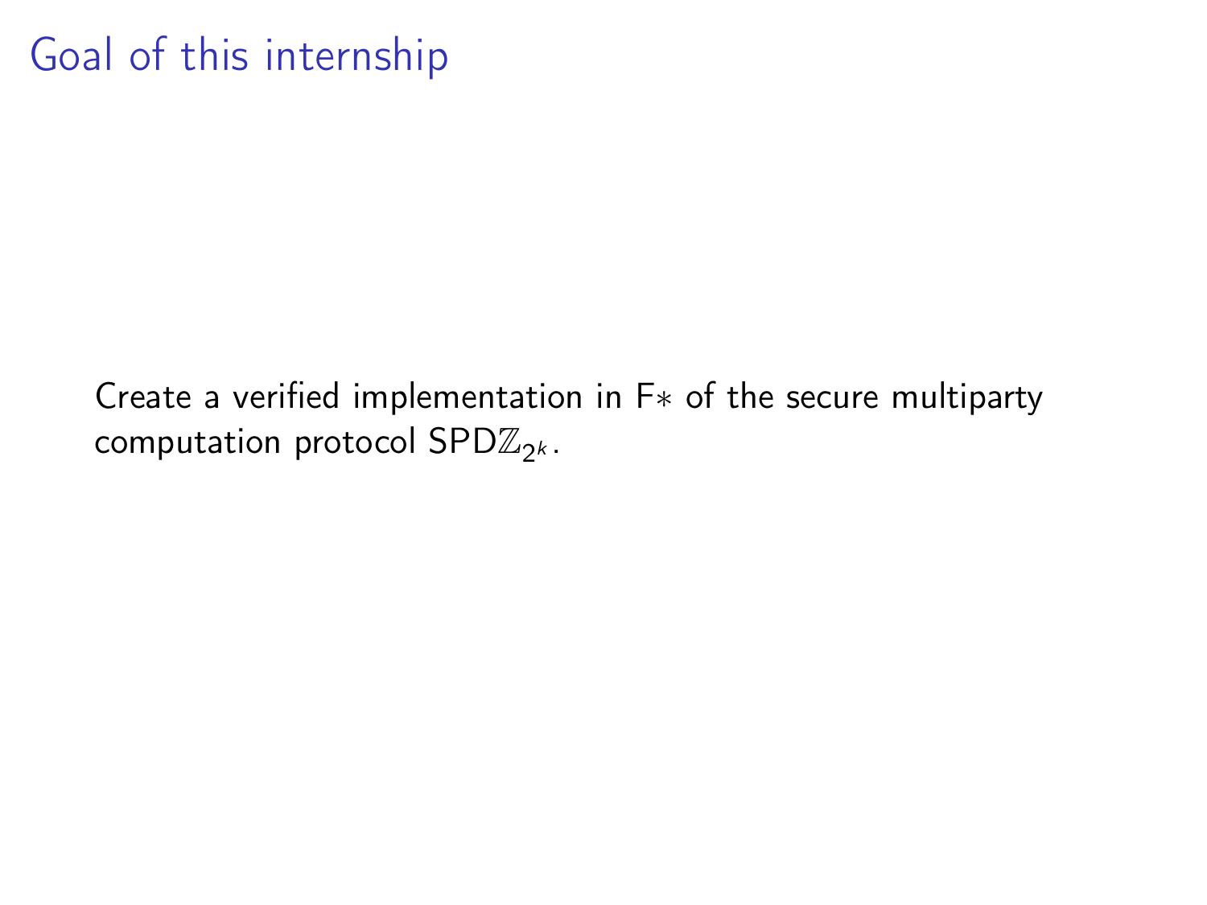# Goal of this internship

Create a verified implementation in F$*$ of the secure multiparty computation protocol SPD$\mathbb{Z}_{2^k}$.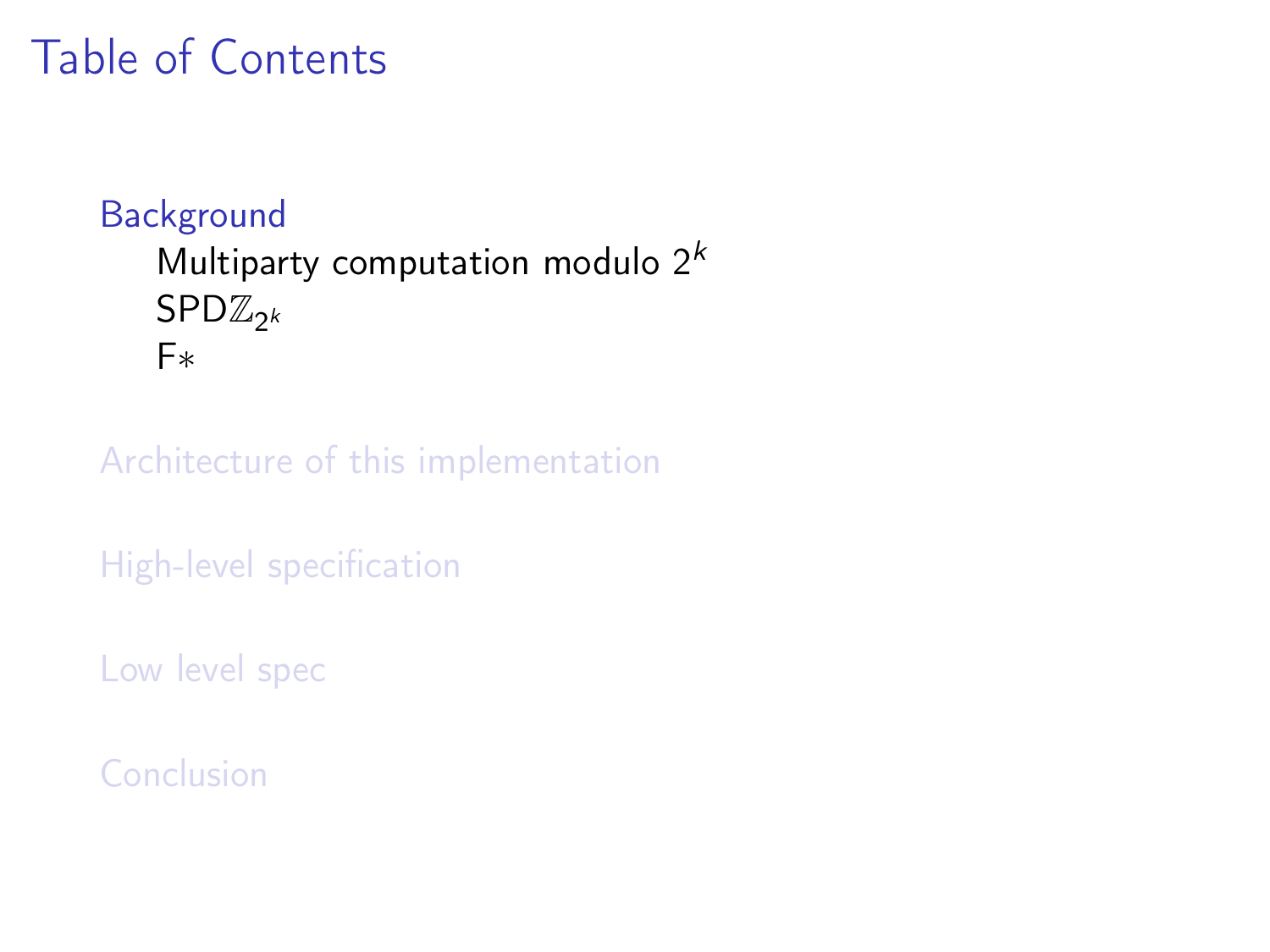# Table of Contents

- Background
  - Multiparty computation modulo $2^k$
  - SPD$\mathbb{Z}_{2^k}$
  - F*
- Architecture of this implementation
- High-level specification
- Low level spec
- Conclusion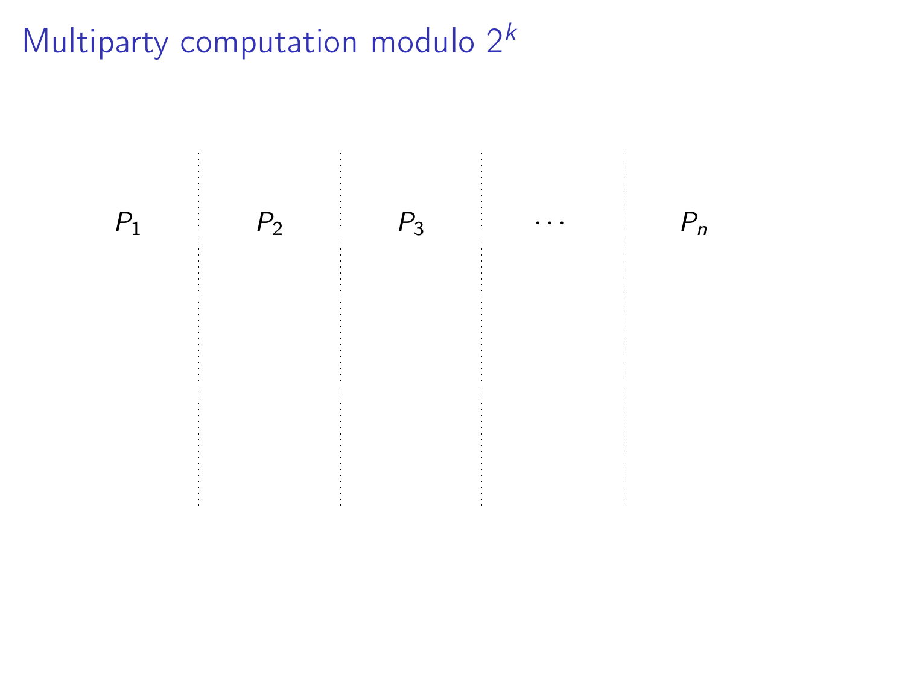# Multiparty computation modulo $2^k$

| $P_1$ | $P_2$ | $P_3$ | $\cdots$ | $P_n$ |
|---|---|---|---|---|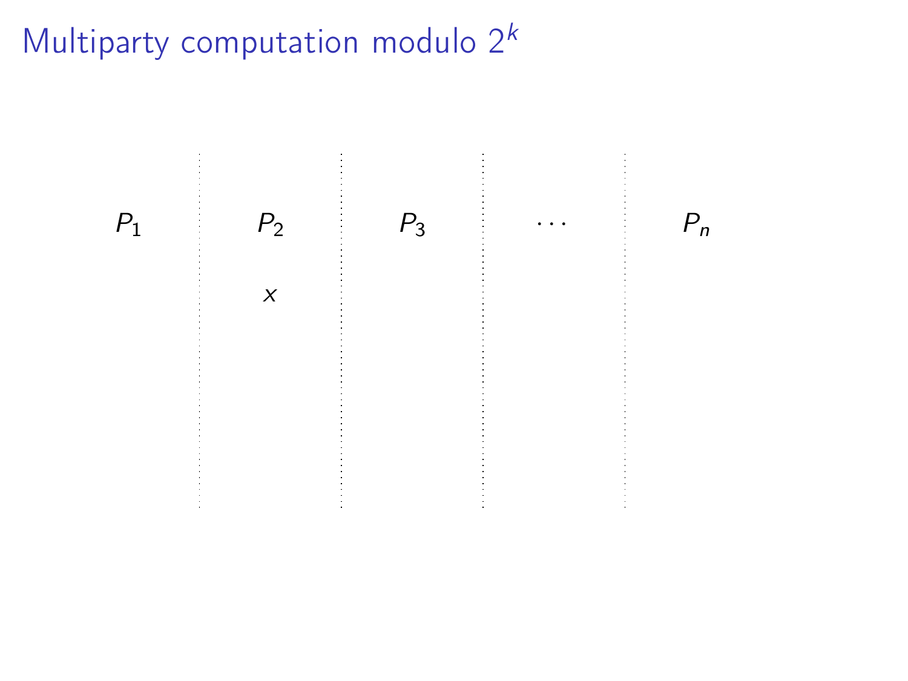# Multiparty computation modulo $2^k$

| $P_1$ | $P_2$ | $P_3$ | $\cdots$ | $P_n$ |
|---|---|---|---|---|
| | $x$ | | | |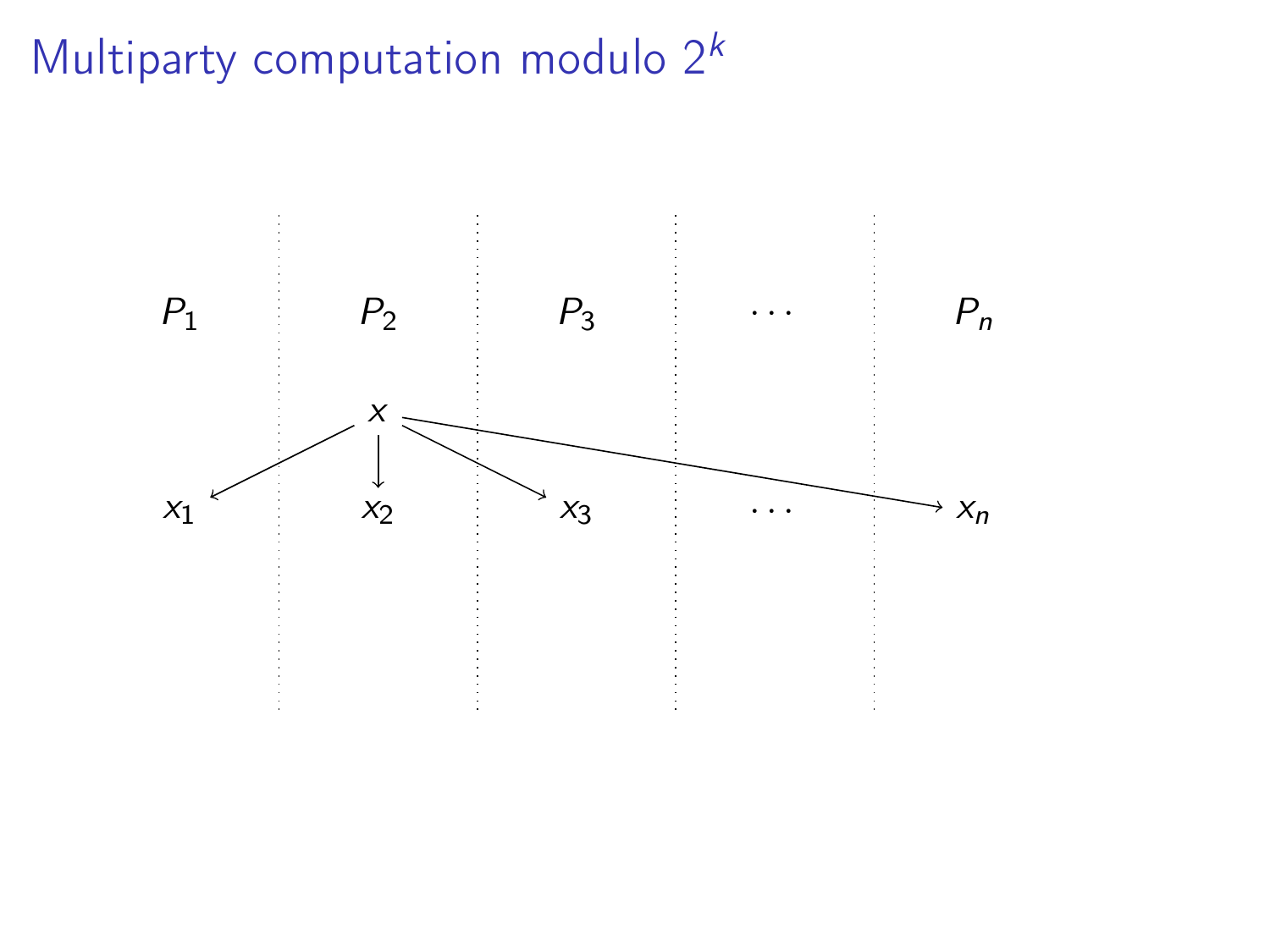# Multiparty computation modulo $2^k$

| $P_1$ | $P_2$ | $P_3$ | $\cdots$ | $P_n$ |
|---|---|---|---|---|
| | $x$ | | | |
| $x_1$ | $x_2$ | $x_3$ | $\cdots$ | $x_n$ |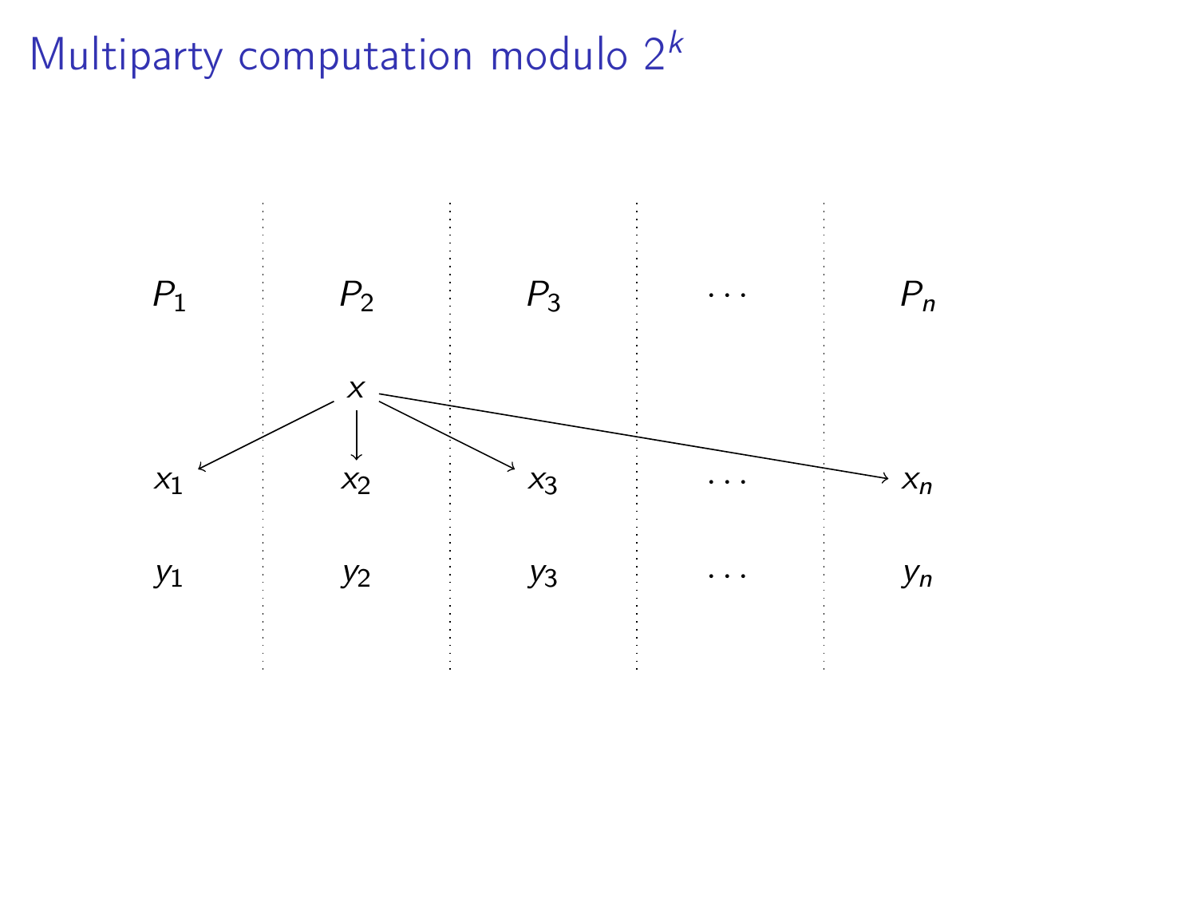# Multiparty computation modulo $2^k$

| $P_1$ | $P_2$ | $P_3$ | $\cdots$ | $P_n$ |
|---|---|---|---|---|
| | $x$ | | | |
| $x_1$ | $x_2$ | $x_3$ | $\cdots$ | $x_n$ |
| $y_1$ | $y_2$ | $y_3$ | $\cdots$ | $y_n$ |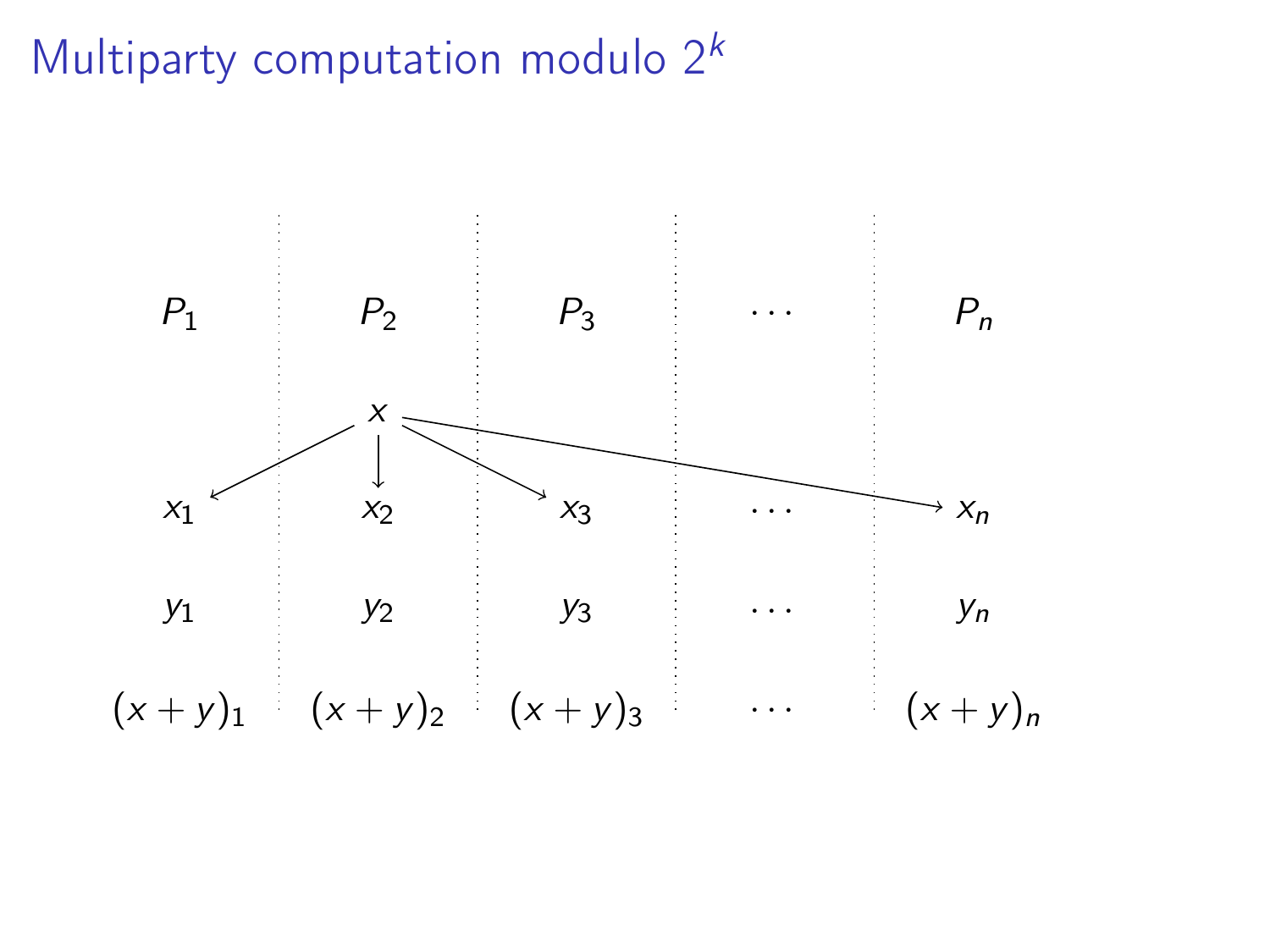# Multiparty computation modulo $2^k$

| $P_1$ | $P_2$ | $P_3$ | $\cdots$ | $P_n$ |
| --- | --- | --- | --- | --- |
| | $x$ | | | |
| $x_1$ | $x_2$ | $x_3$ | $\cdots$ | $x_n$ |
| $y_1$ | $y_2$ | $y_3$ | $\cdots$ | $y_n$ |
| $(x+y)_1$ | $(x+y)_2$ | $(x+y)_3$ | $\cdots$ | $(x+y)_n$ |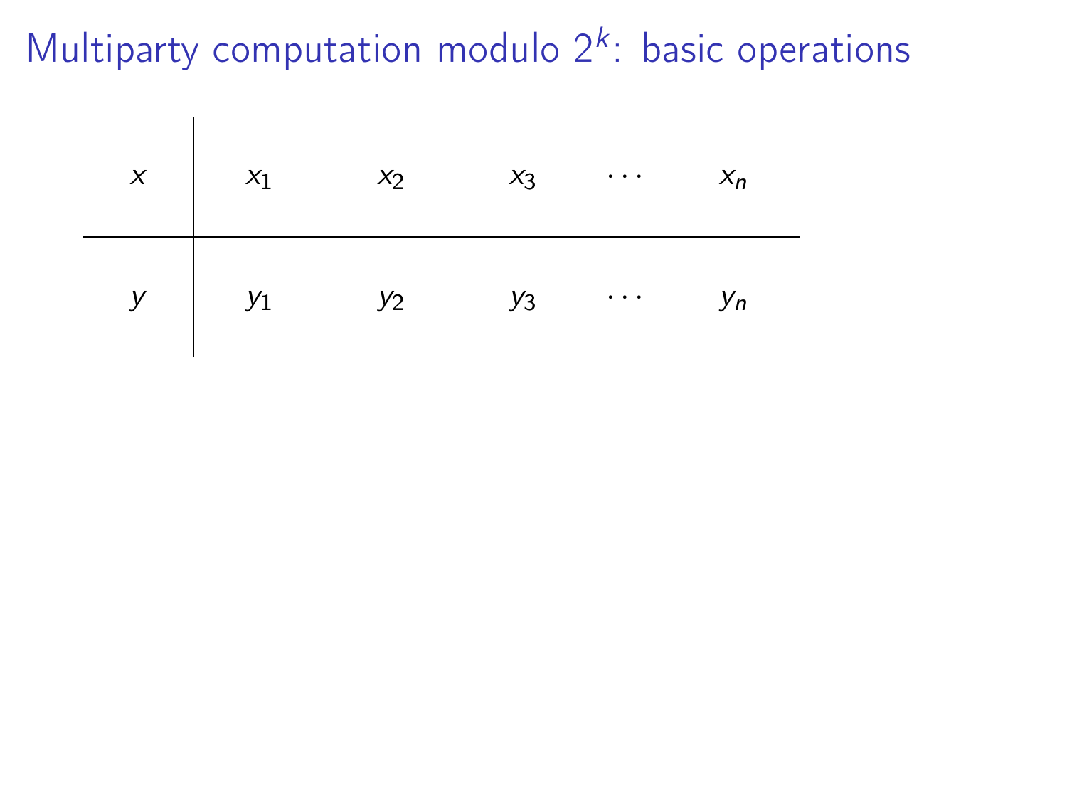# Multiparty computation modulo $2^k$: basic operations

| $x$ | $x_1$ | $x_2$ | $x_3$ | $\cdots$ | $x_n$ |
|---|---|---|---|---|---|
| $y$ | $y_1$ | $y_2$ | $y_3$ | $\cdots$ | $y_n$ |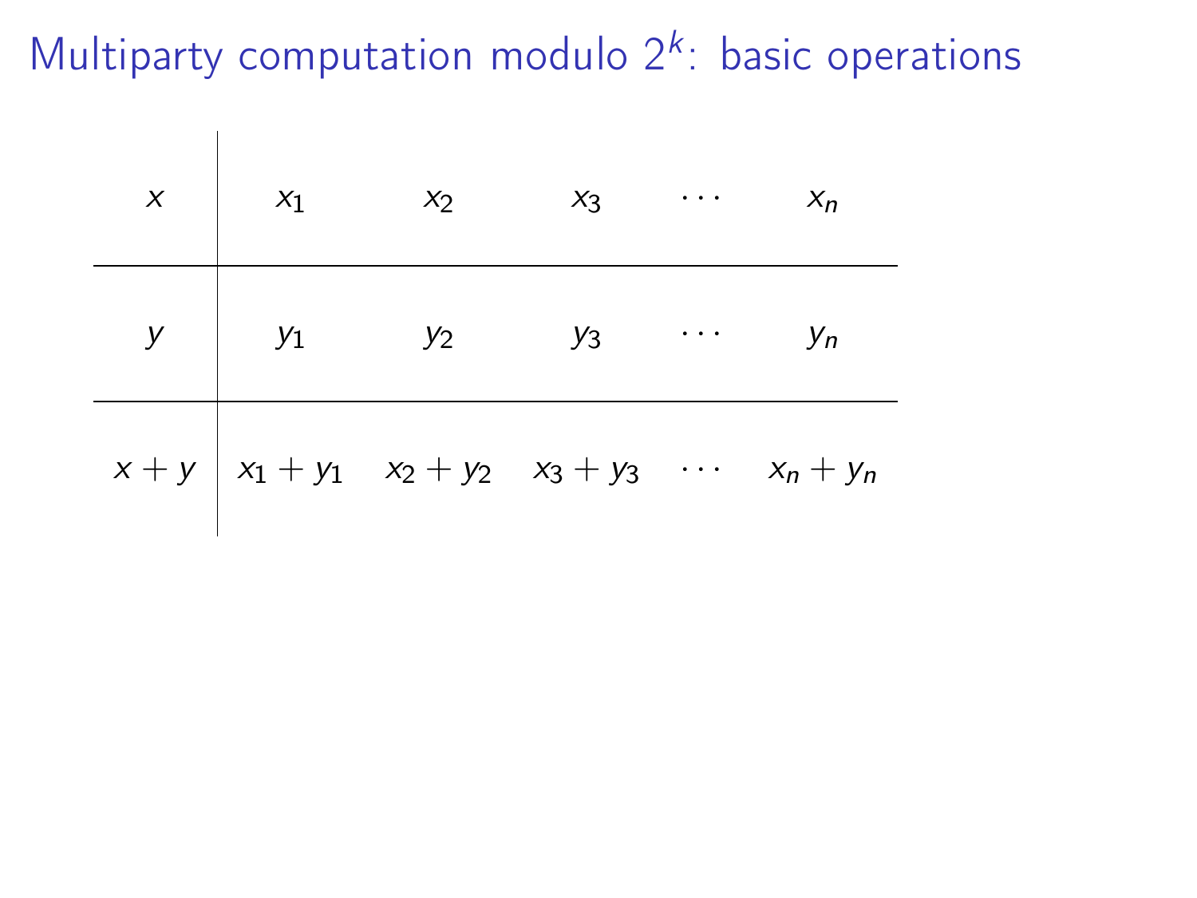# Multiparty computation modulo $2^k$: basic operations

| | | | | | |
|---|---|---|---|---|---|
| $x$ | $x_1$ | $x_2$ | $x_3$ | $\cdots$ | $x_n$ |
| $y$ | $y_1$ | $y_2$ | $y_3$ | $\cdots$ | $y_n$ |
| $x + y$ | $x_1 + y_1$ | $x_2 + y_2$ | $x_3 + y_3$ | $\cdots$ | $x_n + y_n$ |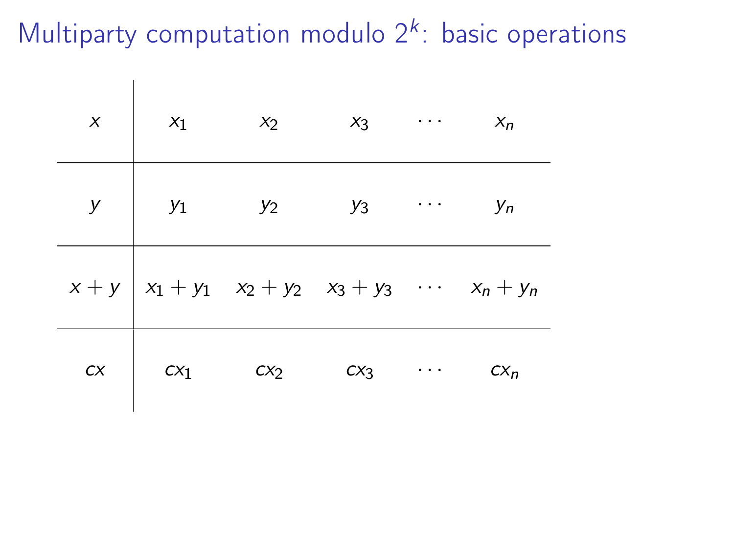# Multiparty computation modulo $2^k$: basic operations

| | | | | | |
|---|---|---|---|---|---|
| $x$ | $x_1$ | $x_2$ | $x_3$ | $\cdots$ | $x_n$ |
| $y$ | $y_1$ | $y_2$ | $y_3$ | $\cdots$ | $y_n$ |
| $x + y$ | $x_1 + y_1$ | $x_2 + y_2$ | $x_3 + y_3$ | $\cdots$ | $x_n + y_n$ |
| $cx$ | $cx_1$ | $cx_2$ | $cx_3$ | $\cdots$ | $cx_n$ |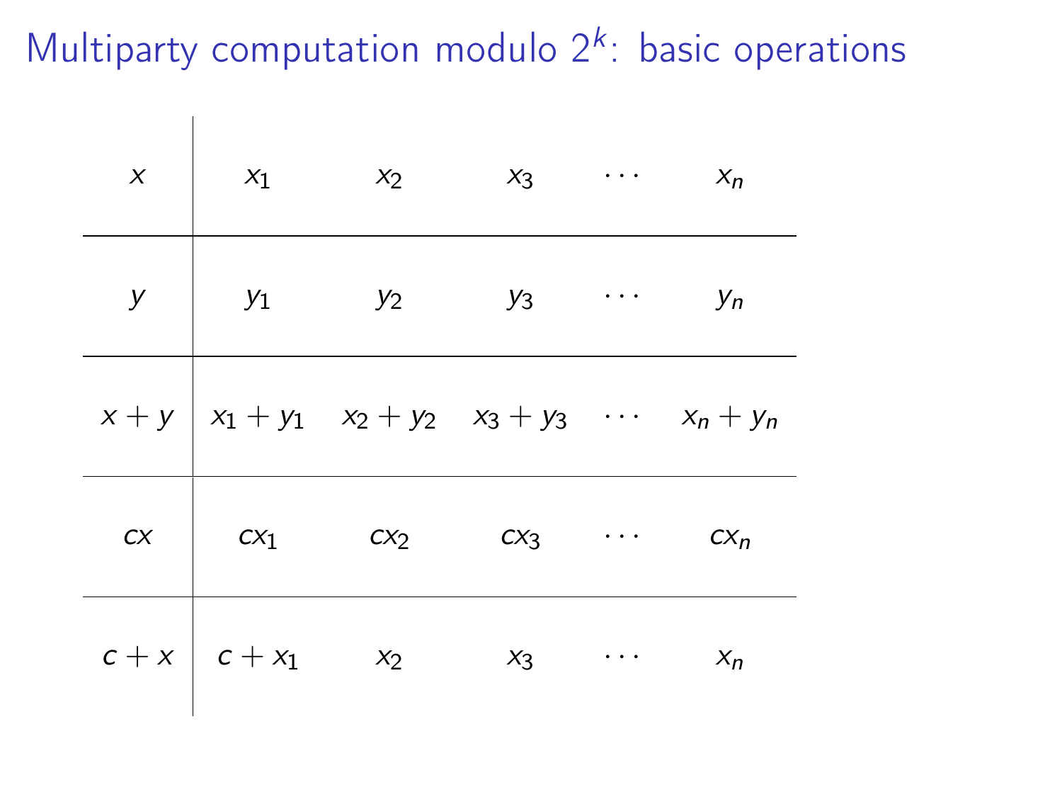# Multiparty computation modulo $2^k$: basic operations

| | | | | | |
|---|---|---|---|---|---|
| $x$ | $x_1$ | $x_2$ | $x_3$ | $\cdots$ | $x_n$ |
| $y$ | $y_1$ | $y_2$ | $y_3$ | $\cdots$ | $y_n$ |
| $x + y$ | $x_1 + y_1$ | $x_2 + y_2$ | $x_3 + y_3$ | $\cdots$ | $x_n + y_n$ |
| $cx$ | $cx_1$ | $cx_2$ | $cx_3$ | $\cdots$ | $cx_n$ |
| $c + x$ | $c + x_1$ | $x_2$ | $x_3$ | $\cdots$ | $x_n$ |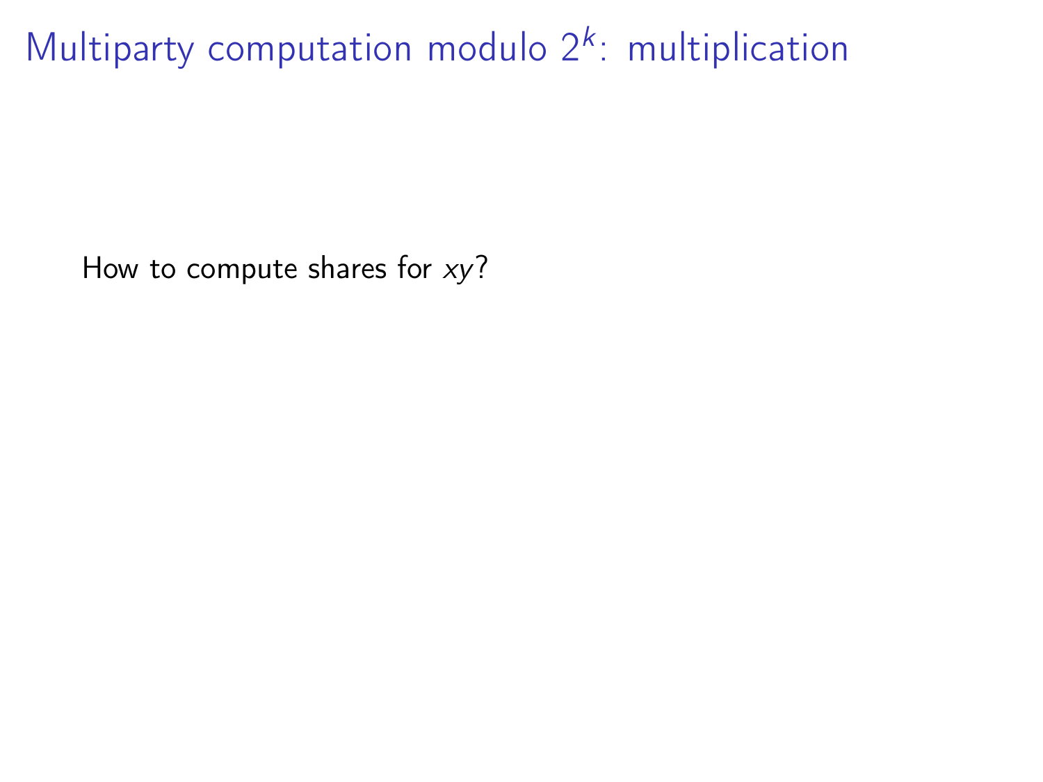# Multiparty computation modulo $2^k$: multiplication

How to compute shares for $xy$?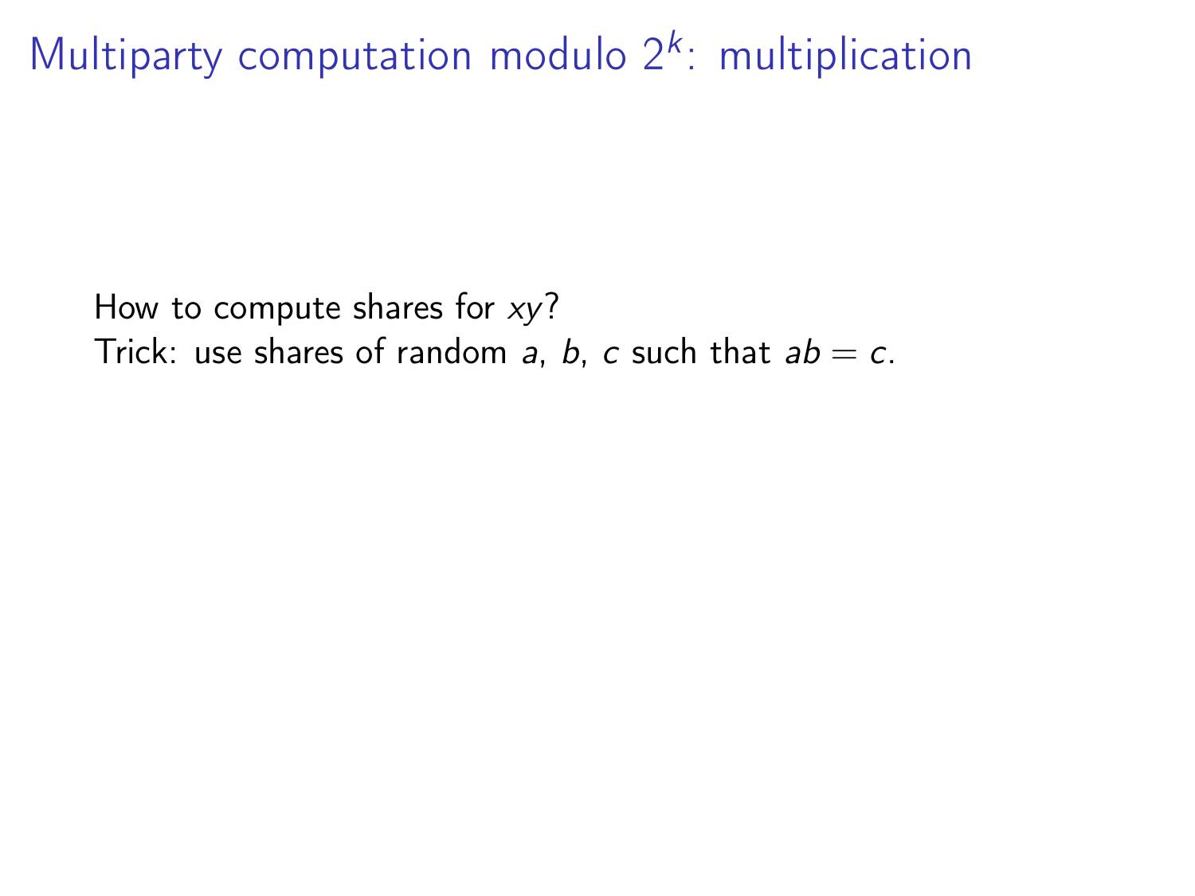# Multiparty computation modulo $2^k$: multiplication

How to compute shares for $xy$?
Trick: use shares of random $a$, $b$, $c$ such that $ab = c$.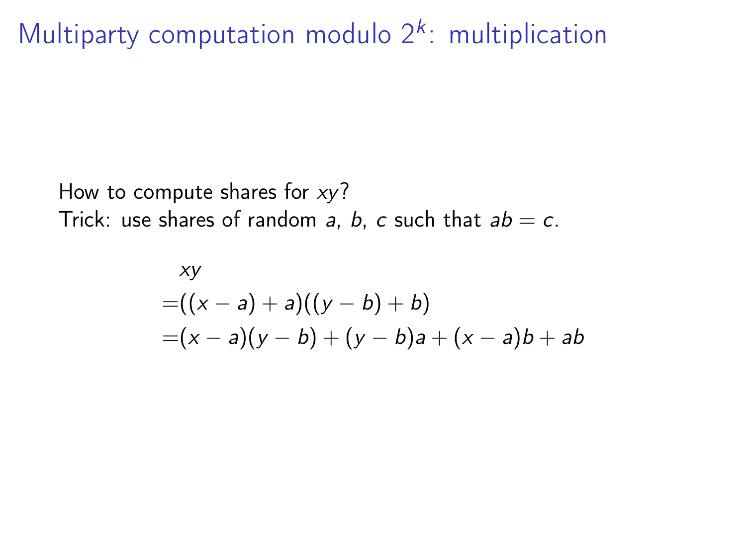# Multiparty computation modulo $2^k$: multiplication

How to compute shares for $xy$?
Trick: use shares of random $a$, $b$, $c$ such that $ab = c$.

$$
\begin{aligned}
& xy \\
=& ((x - a) + a)((y - b) + b) \\
=& (x - a)(y - b) + (y - b)a + (x - a)b + ab
\end{aligned}
$$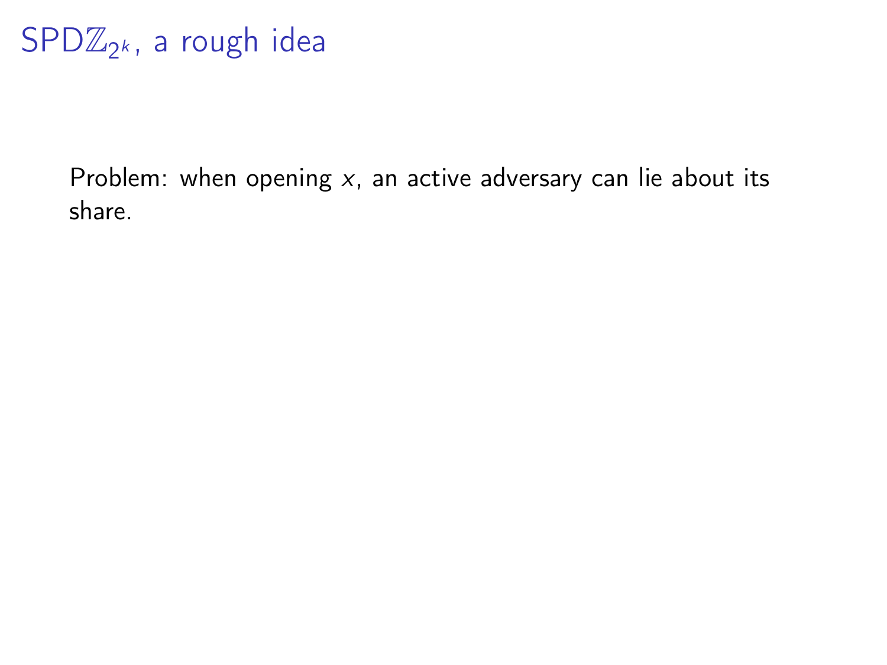# SPD$\mathbb{Z}_{2^k}$, a rough idea

Problem: when opening $x$, an active adversary can lie about its share.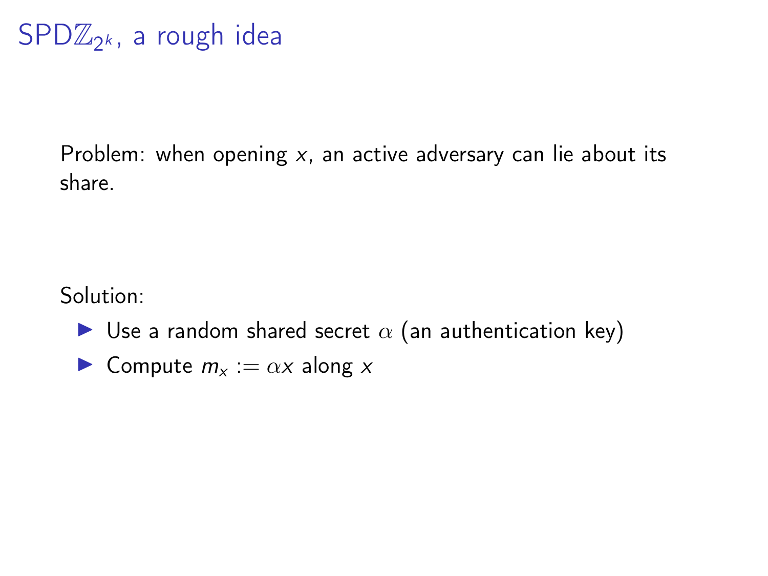# SPD$\mathbb{Z}_{2^k}$, a rough idea

Problem: when opening $x$, an active adversary can lie about its share.

Solution:

- Use a random shared secret $\alpha$ (an authentication key)
- Compute $m_x := \alpha x$ along $x$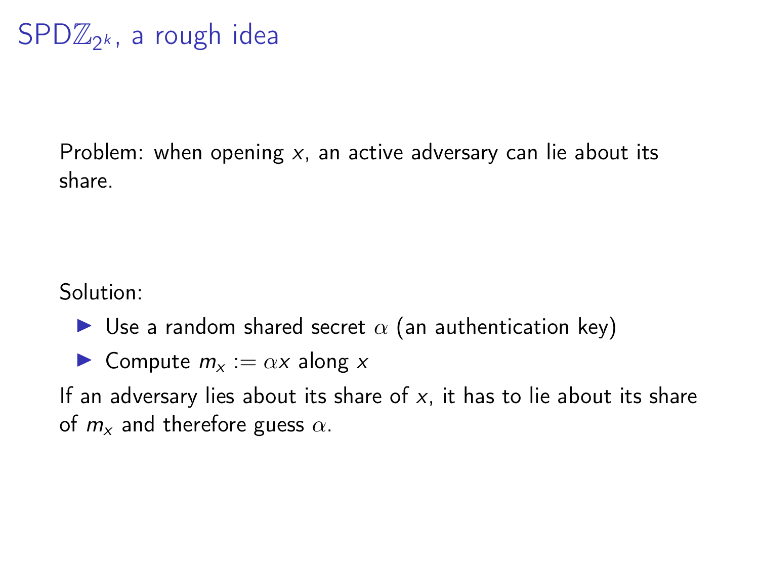# SPD$\mathbb{Z}_{2^k}$, a rough idea

Problem: when opening $x$, an active adversary can lie about its share.

Solution:

- Use a random shared secret $\alpha$ (an authentication key)
- Compute $m_x := \alpha x$ along $x$

If an adversary lies about its share of $x$, it has to lie about its share of $m_x$ and therefore guess $\alpha$.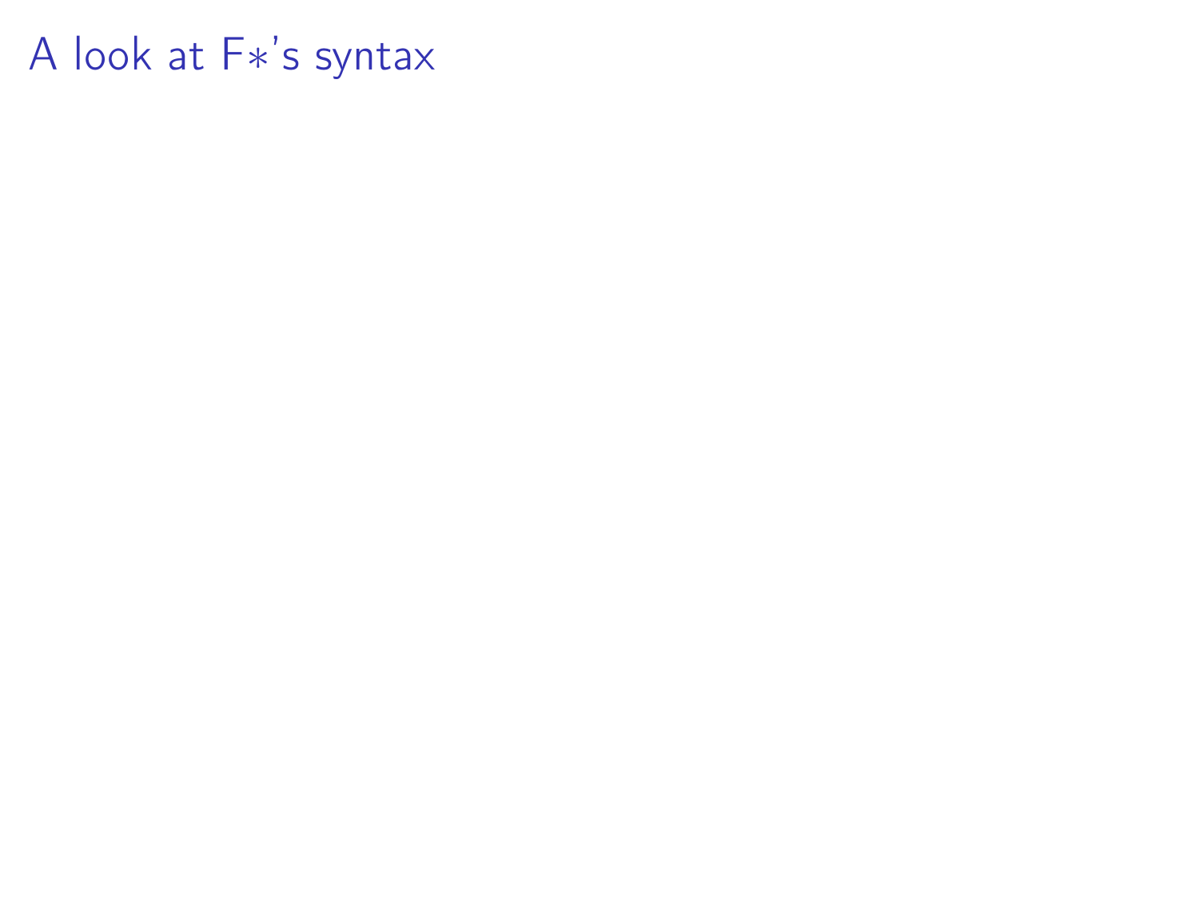# A look at F∗'s syntax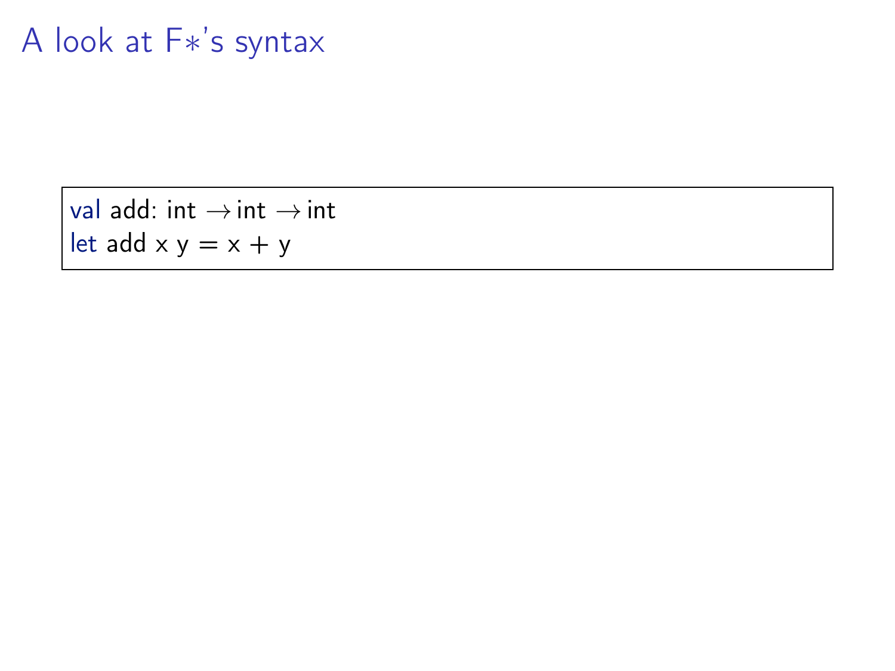# A look at F∗'s syntax

```
val add: int → int → int
let add x y = x + y
```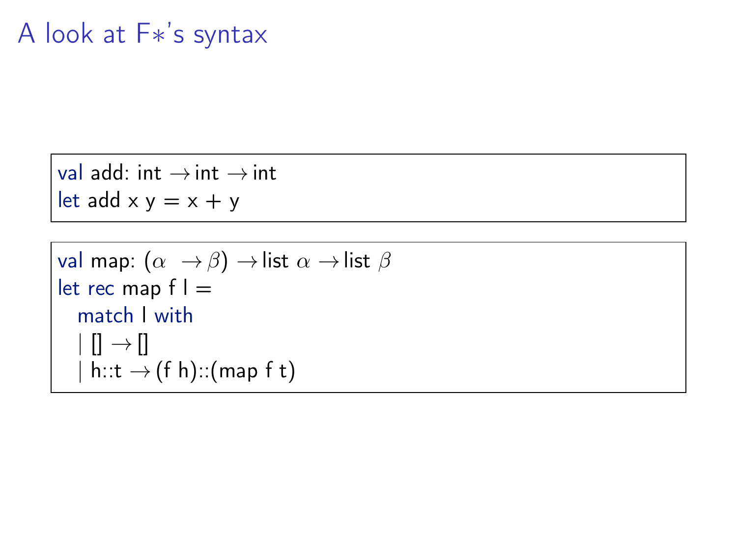# A look at F∗'s syntax

```
val add: int → int → int
let add x y = x + y
```

```
val map: (α → β) → list α → list β
let rec map f l =
  match l with
  | [] → []
  | h::t → (f h)::(map f t)
```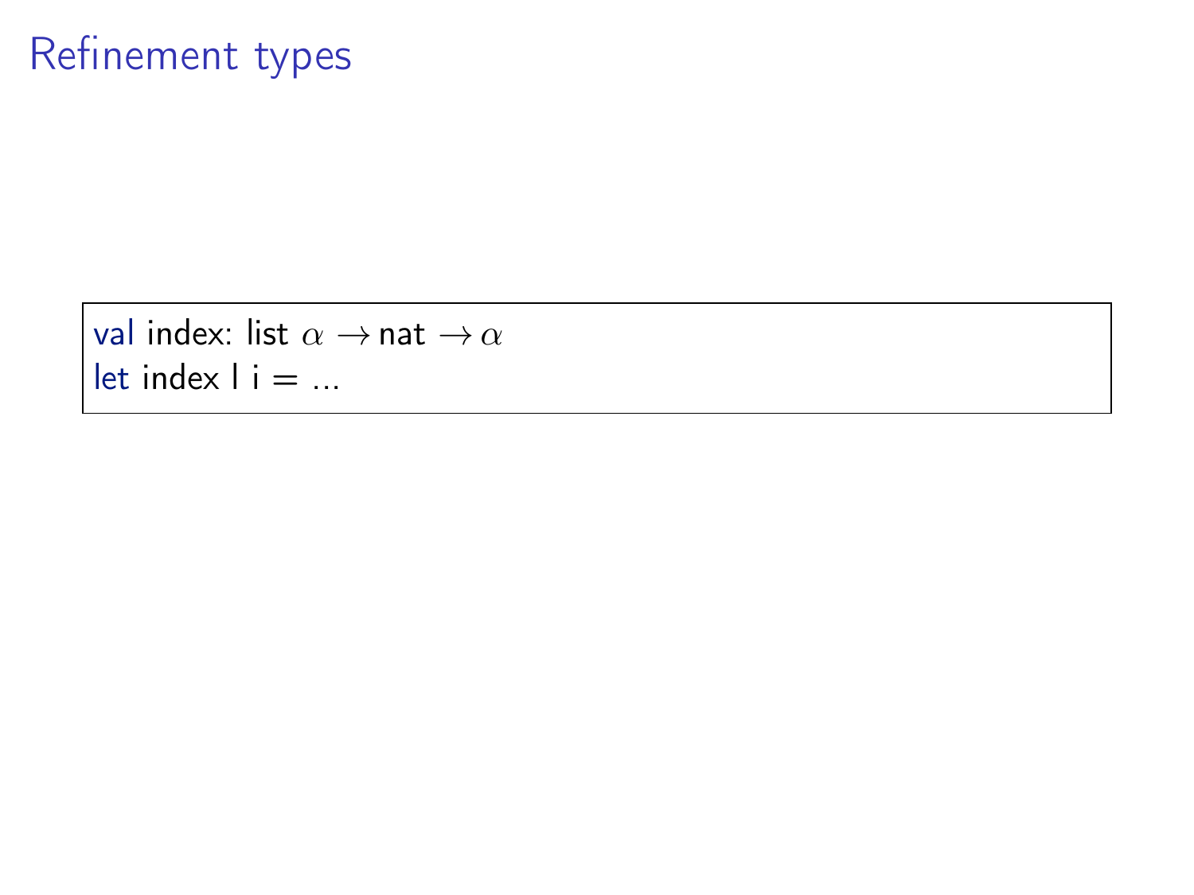# Refinement types

```
val index: list α → nat → α
let index l i = ...
```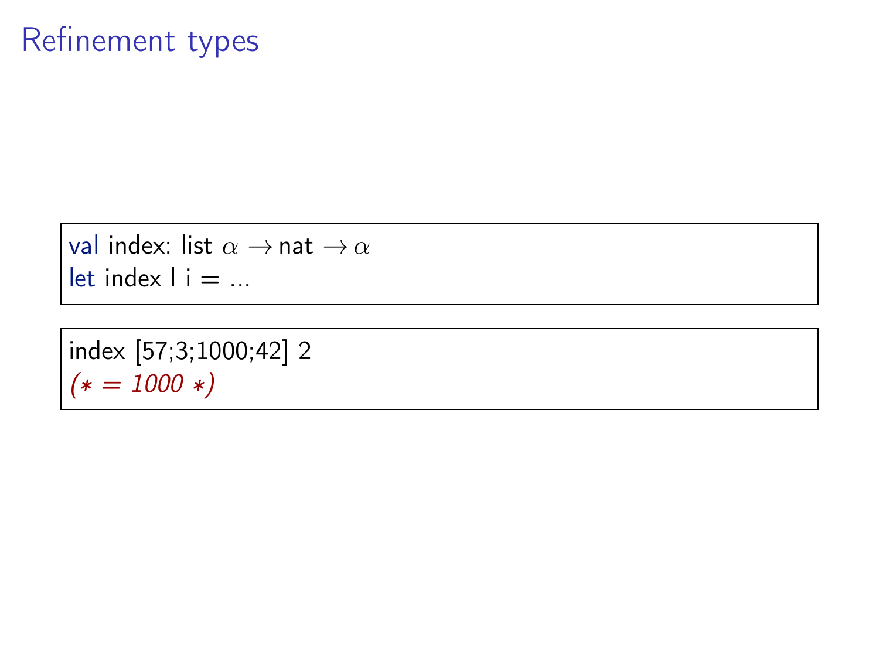# Refinement types

```
val index: list α → nat → α
let index l i = ...
```

```
index [57;3;1000;42] 2
(* = 1000 *)
```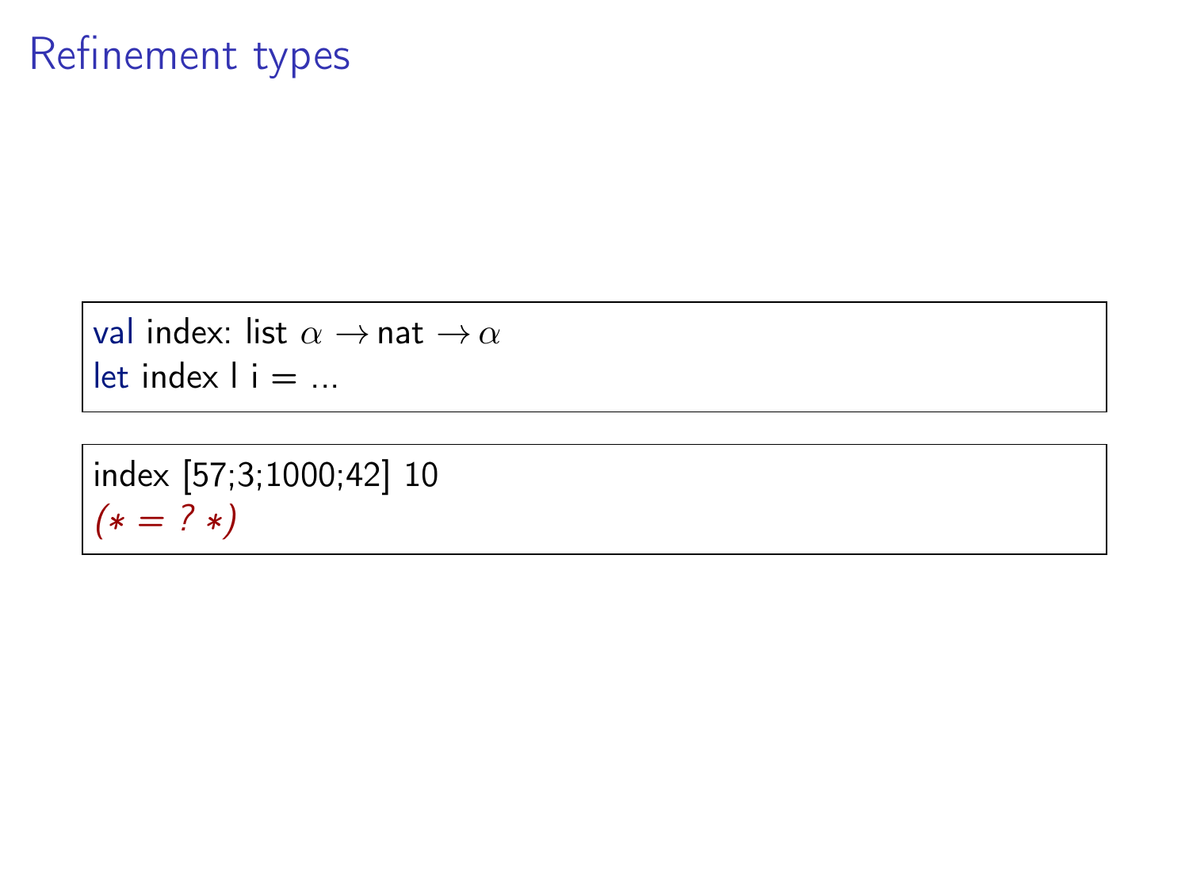# Refinement types

```
val index: list α → nat → α
let index l i = ...
```

```
index [57;3;1000;42] 10
(* = ? *)
```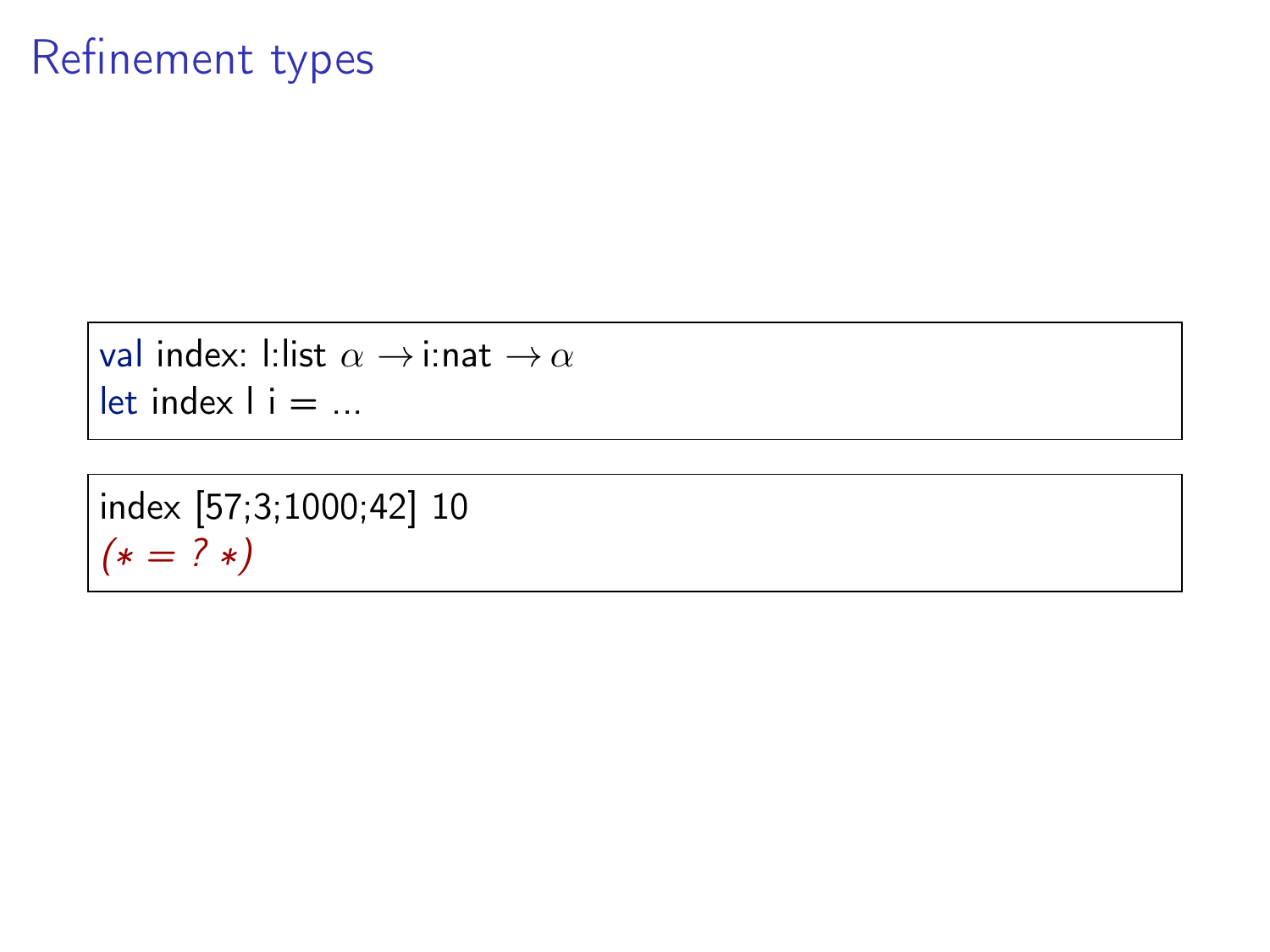# Refinement types

```
val index: l:list α → i:nat → α
let index l i = ...
```

```
index [57;3;1000;42] 10
(* = ? *)
```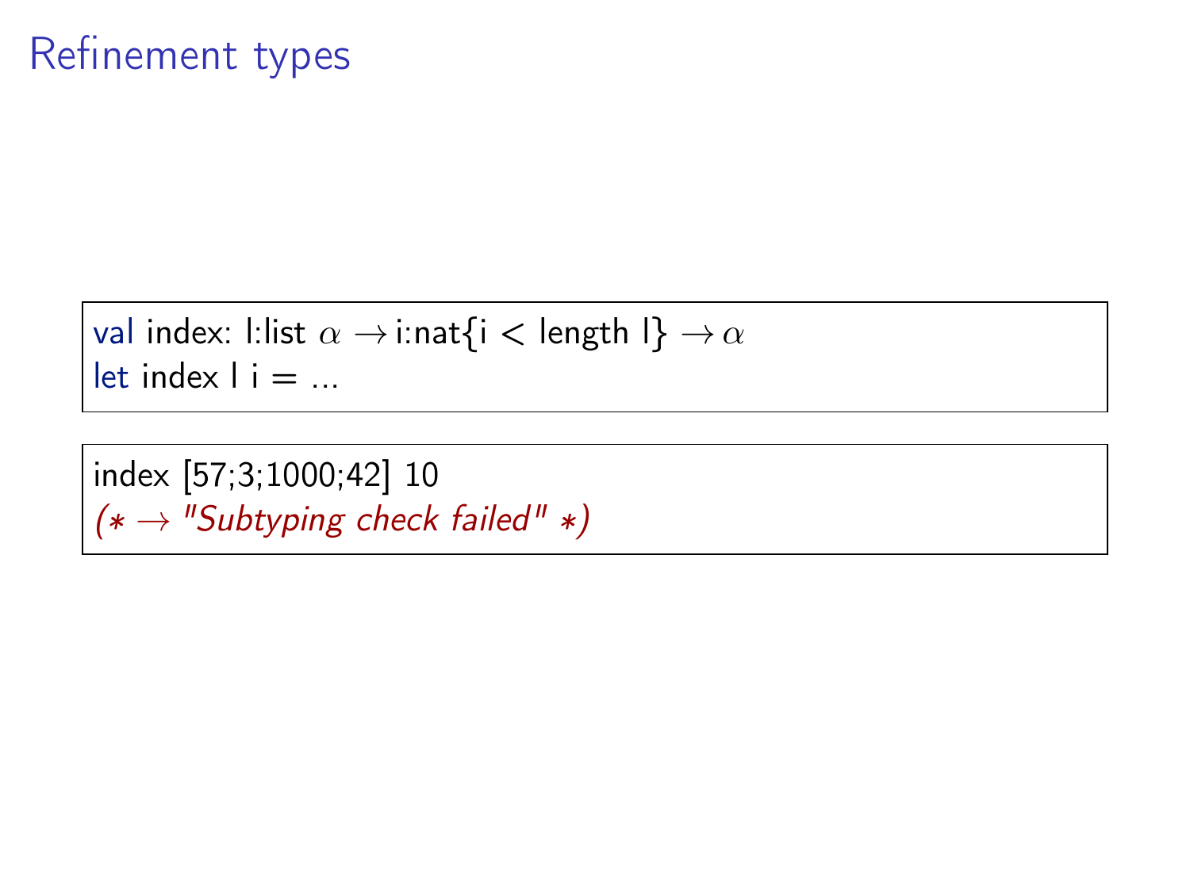# Refinement types

```
val index: l:list α → i:nat{i < length l} → α
let index l i = ...
```

```
index [57;3;1000;42] 10
(* → "Subtyping check failed" *)
```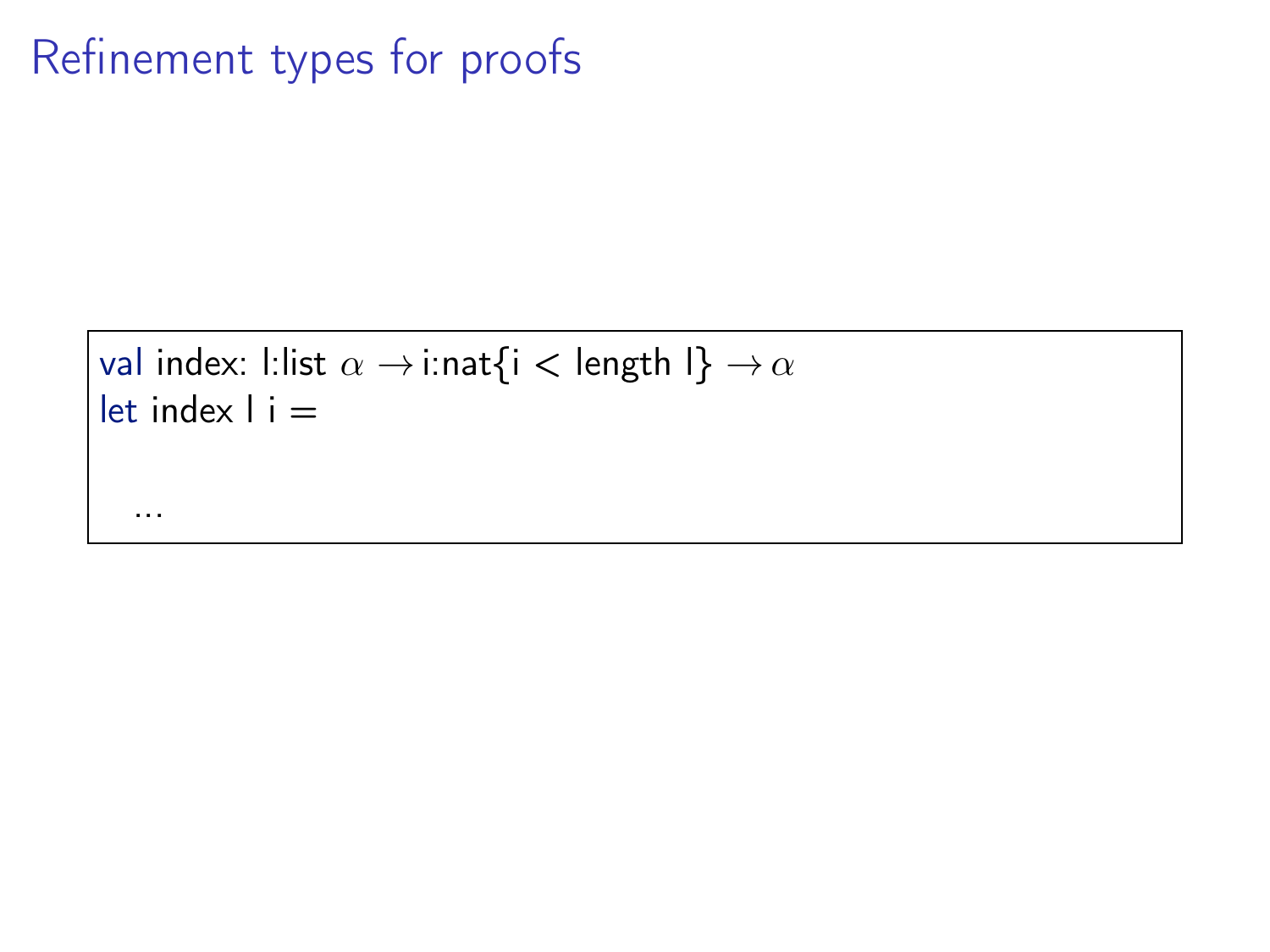# Refinement types for proofs

```
val index: l:list α → i:nat{i < length l} → α
let index l i =


  ...
```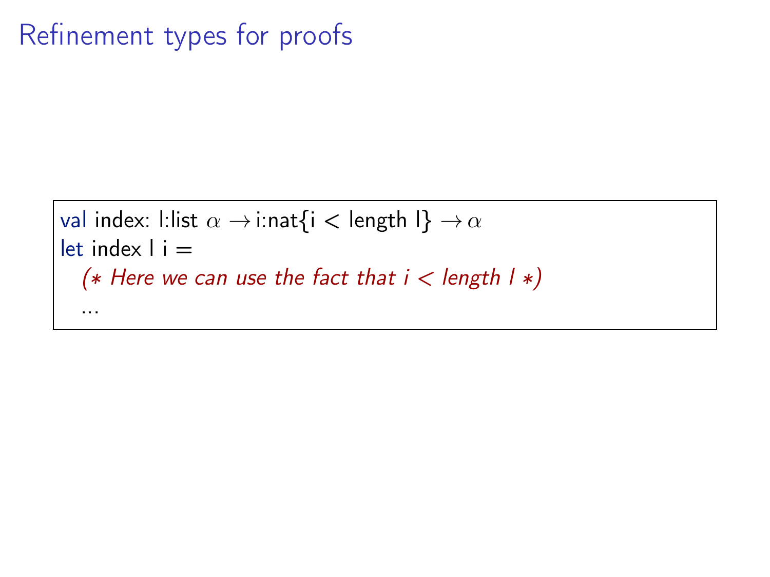# Refinement types for proofs

```
val index: l:list α → i:nat{i < length l} → α
let index l i =
  (* Here we can use the fact that i < length l *)
  ...
```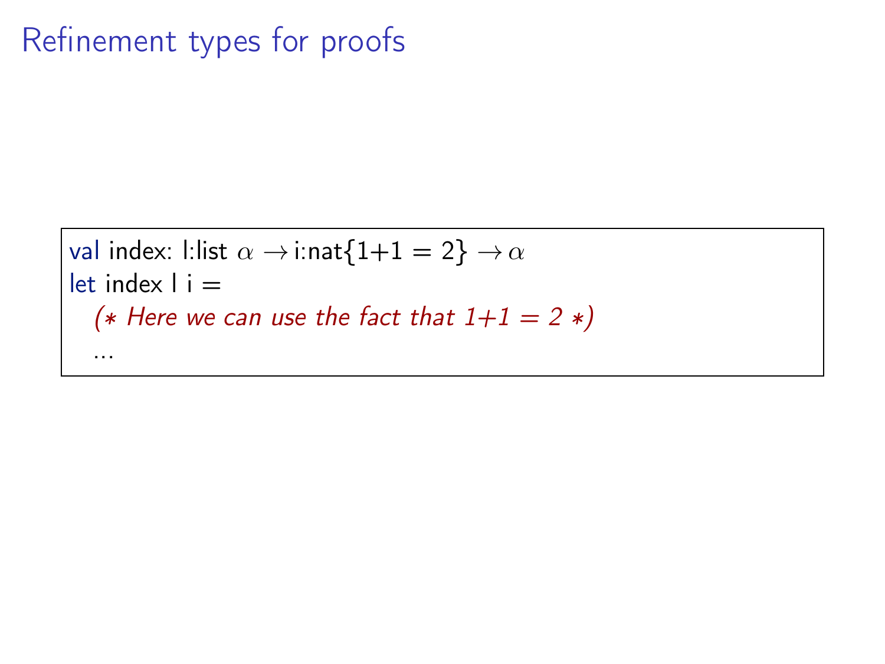# Refinement types for proofs

```
val index: l:list α → i:nat{1+1 = 2} → α
let index l i =
  (* Here we can use the fact that 1+1 = 2 *)
  ...
```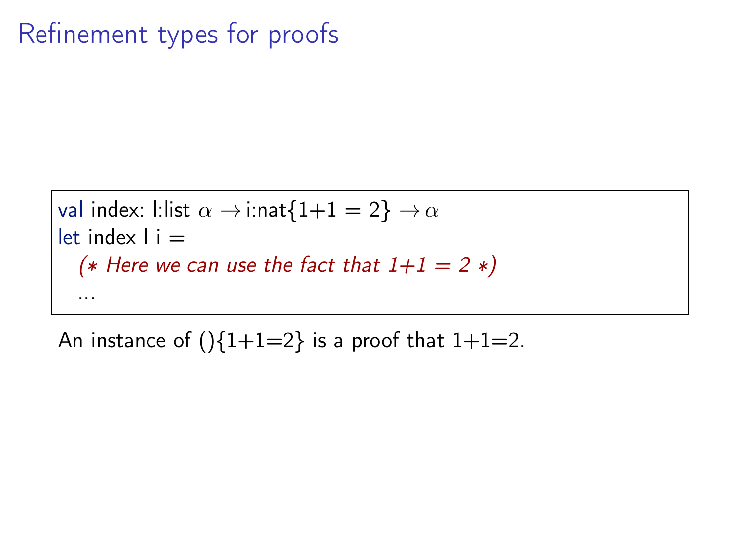# Refinement types for proofs

```
val index: l:list α → i:nat{1+1 = 2} → α
let index l i =
  (* Here we can use the fact that 1+1 = 2 *)
  ...
```

An instance of (){1+1=2} is a proof that 1+1=2.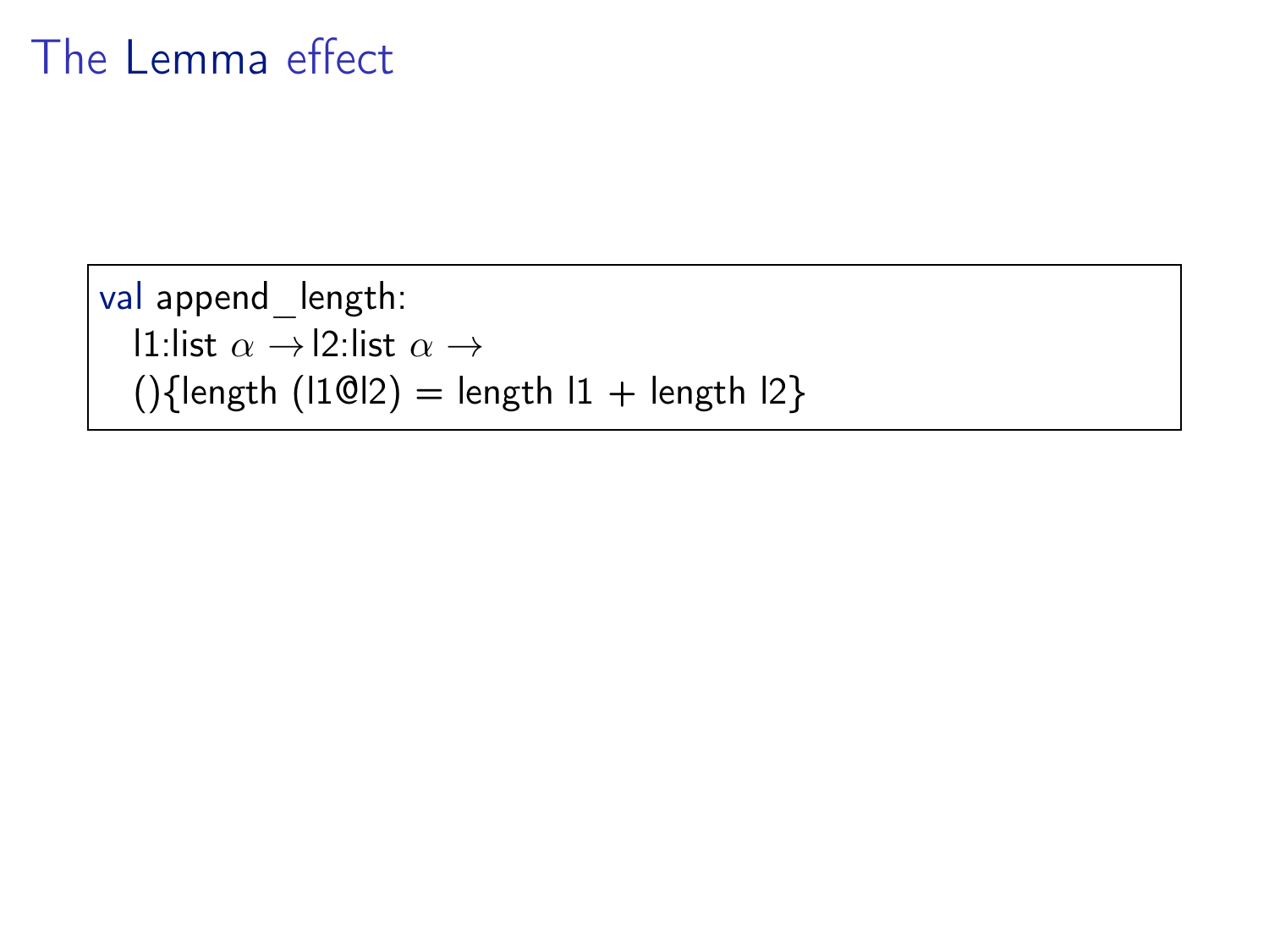# The Lemma effect

```
val append_length:
  l1:list α → l2:list α →
  (){length (l1@l2) = length l1 + length l2}
```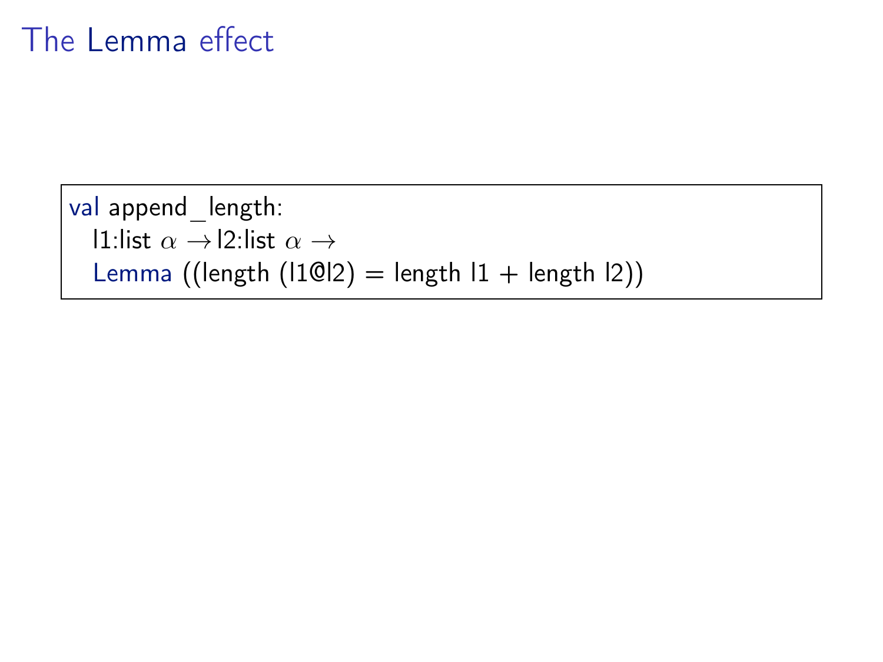# The Lemma effect

```
val append_length:
  l1:list α → l2:list α →
  Lemma ((length (l1@l2) = length l1 + length l2))
```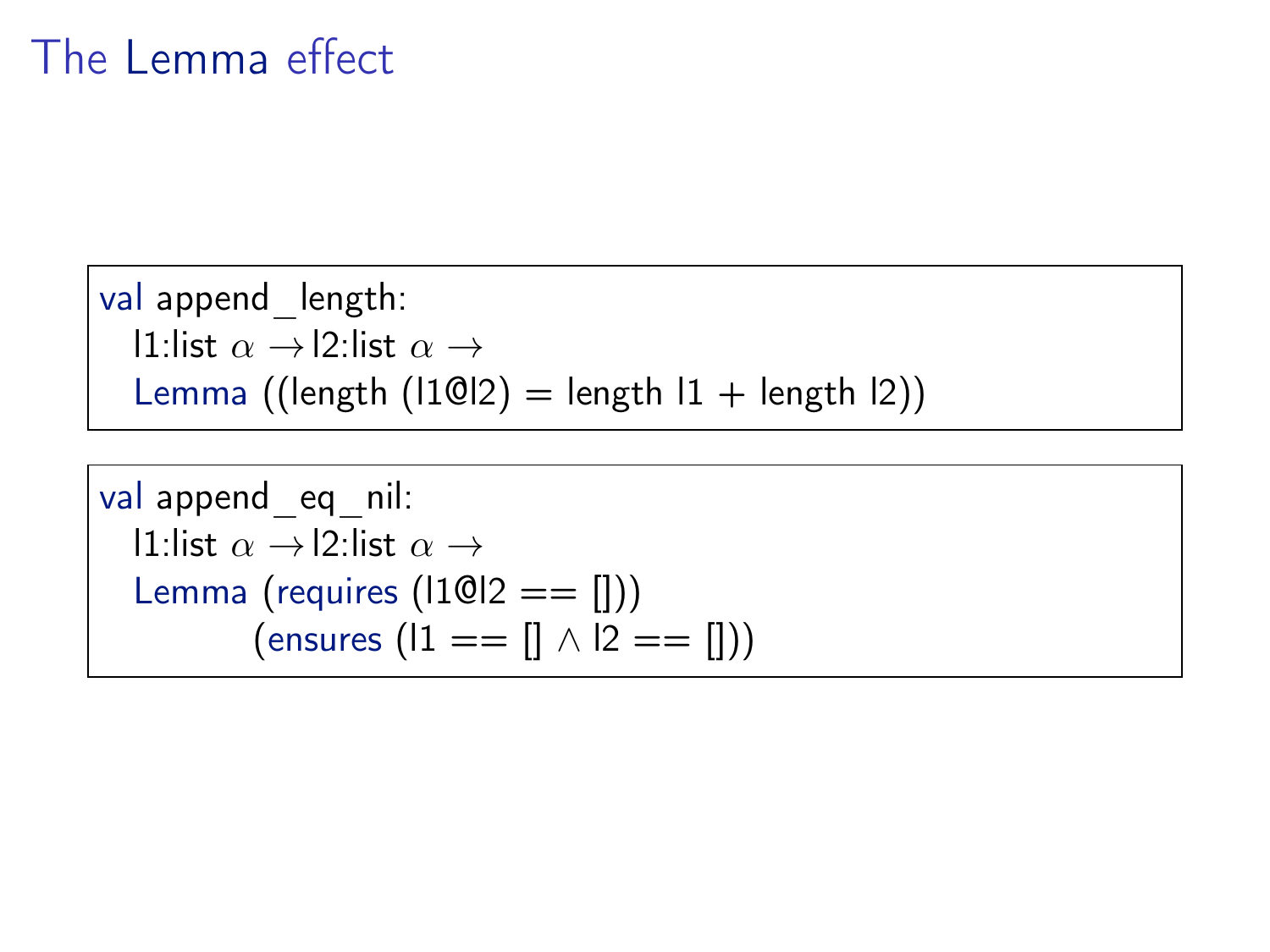# The Lemma effect

```
val append_length:
  l1:list α → l2:list α →
  Lemma ((length (l1@l2) = length l1 + length l2))
```

```
val append_eq_nil:
  l1:list α → l2:list α →
  Lemma (requires (l1@l2 == []))
        (ensures (l1 == [] ∧ l2 == []))
```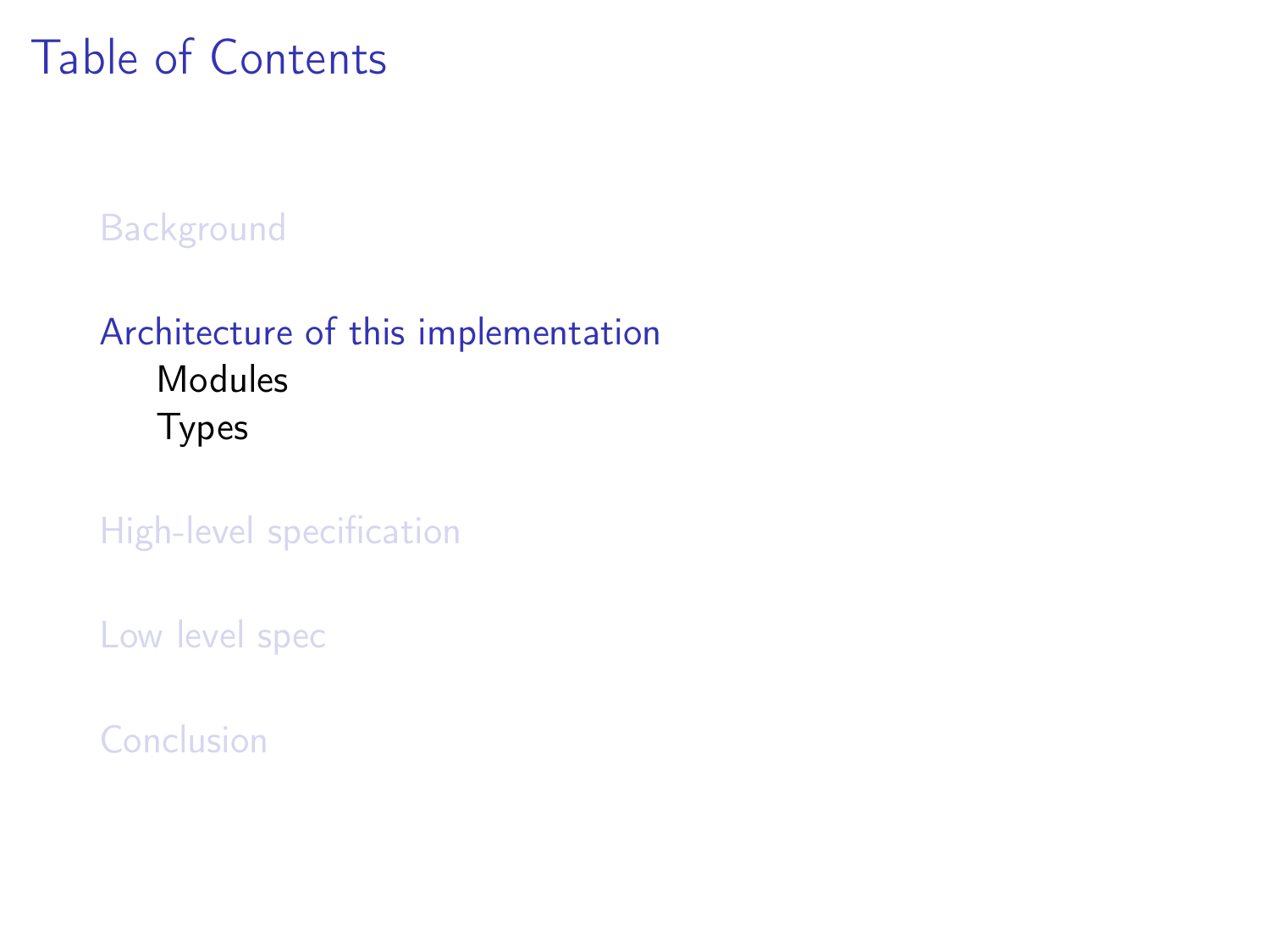# Table of Contents

- Background
- Architecture of this implementation
  - Modules
  - Types
- High-level specification
- Low level spec
- Conclusion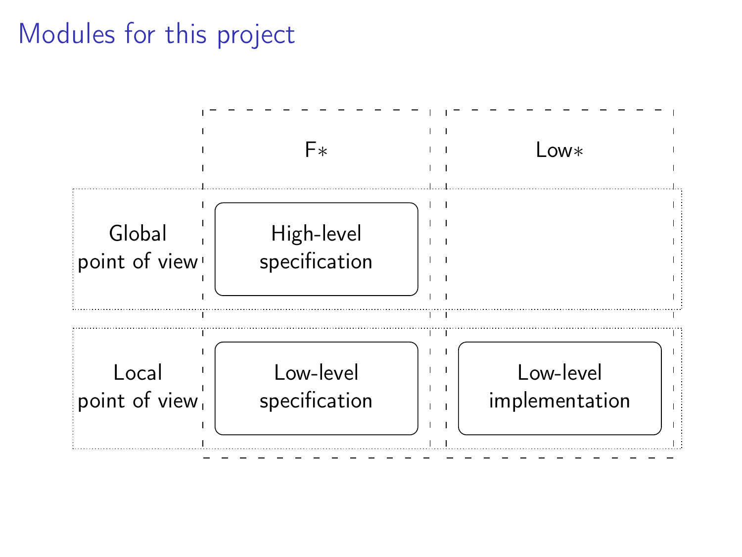# Modules for this project

| | F∗ | Low∗ |
|---|---|---|
| Global point of view | High-level specification | |
| Local point of view | Low-level specification | Low-level implementation |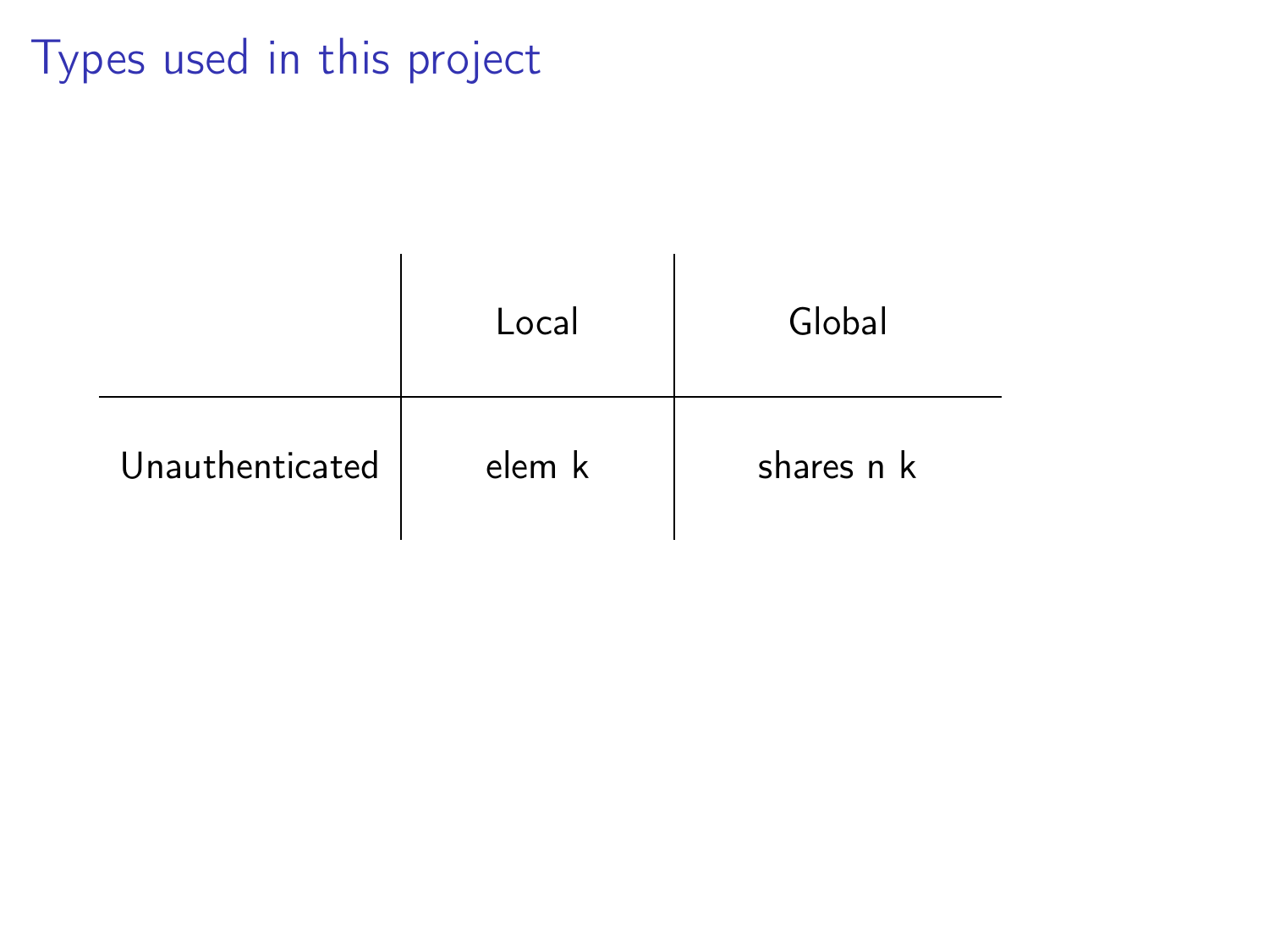# Types used in this project

| | Local | Global |
|---|---|---|
| Unauthenticated | elem k | shares n k |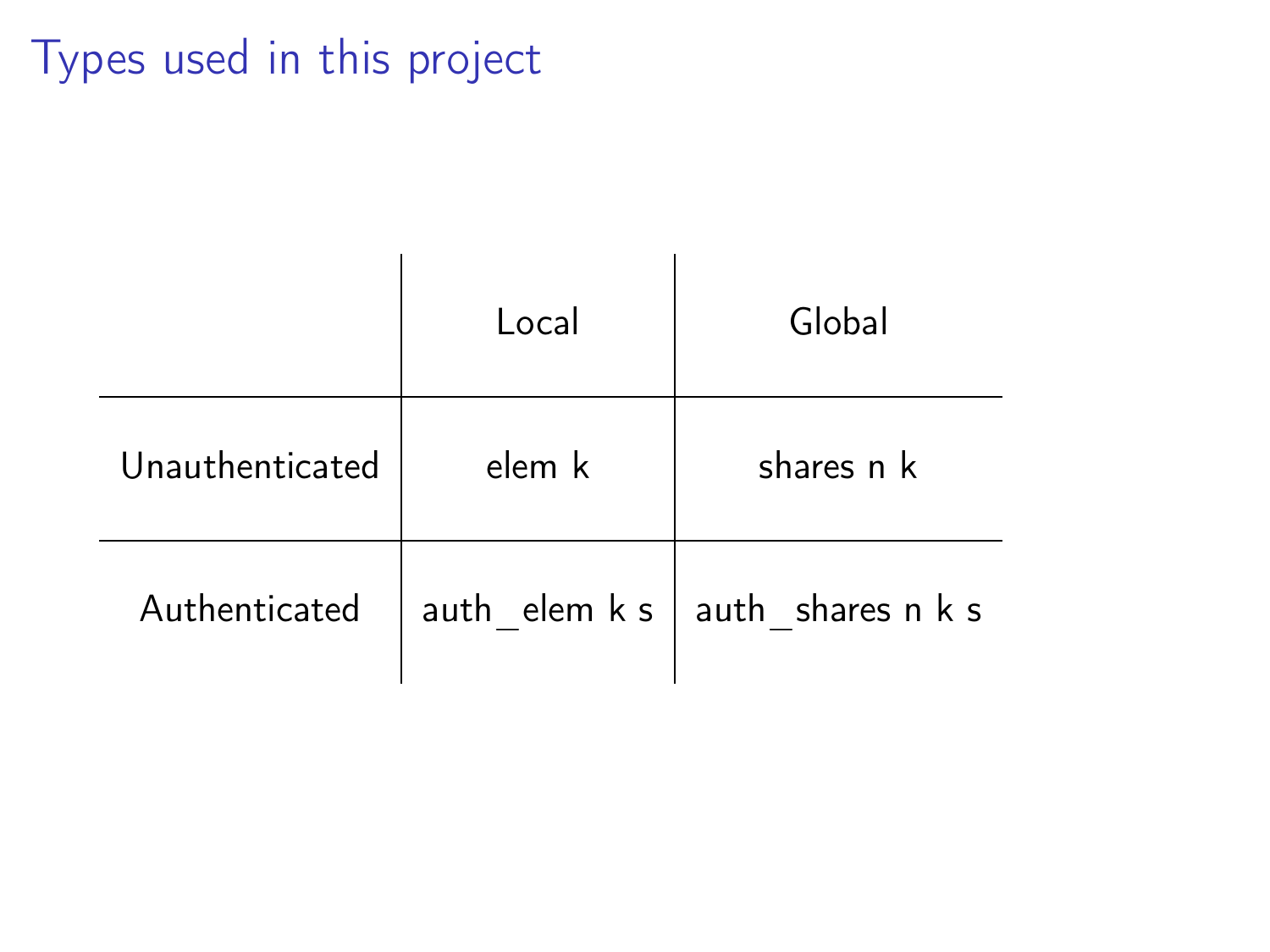# Types used in this project

| | Local | Global |
|---|---|---|
| Unauthenticated | elem k | shares n k |
| Authenticated | auth_elem k s | auth_shares n k s |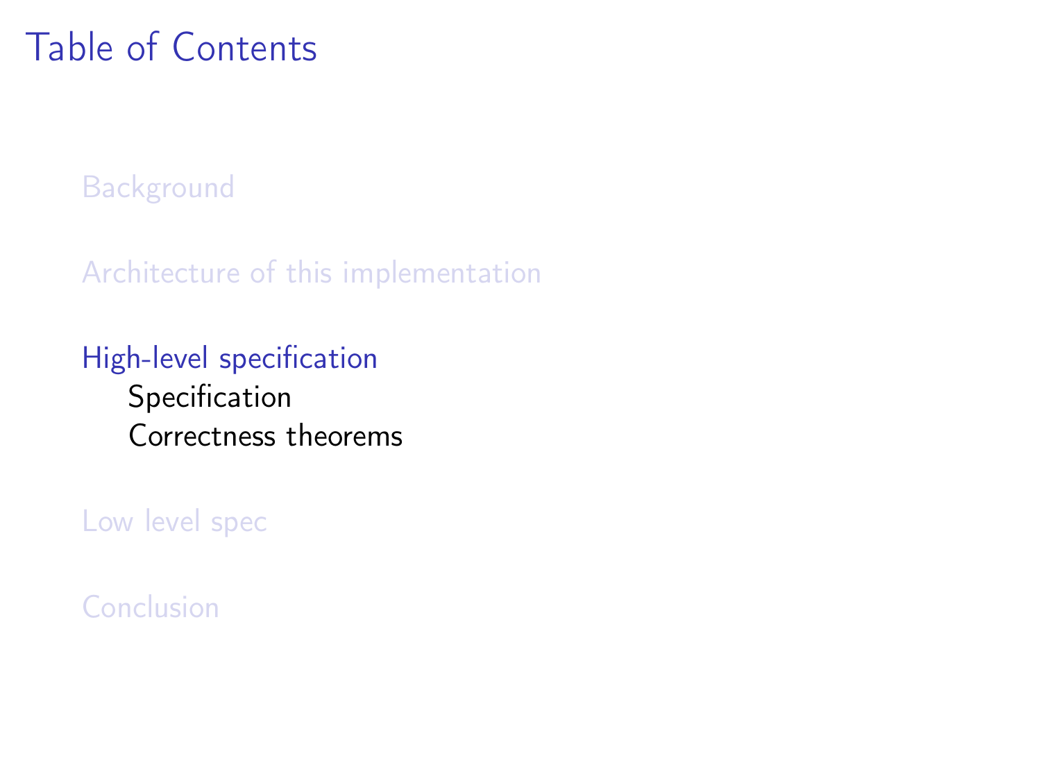# Table of Contents

- Background
- Architecture of this implementation
- High-level specification
  - Specification
  - Correctness theorems
- Low level spec
- Conclusion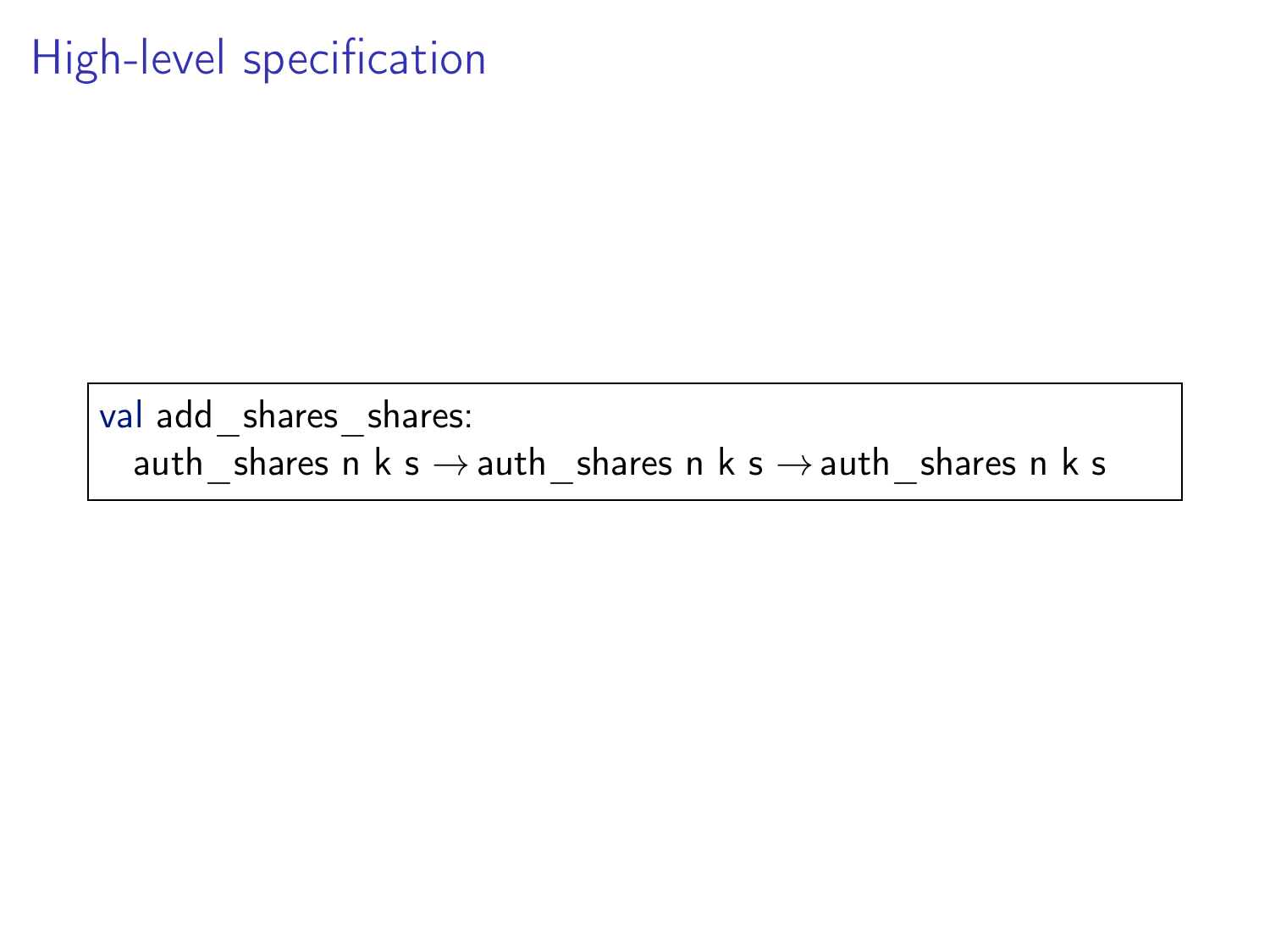# High-level specification

```
val add_shares_shares:
  auth_shares n k s → auth_shares n k s → auth_shares n k s
```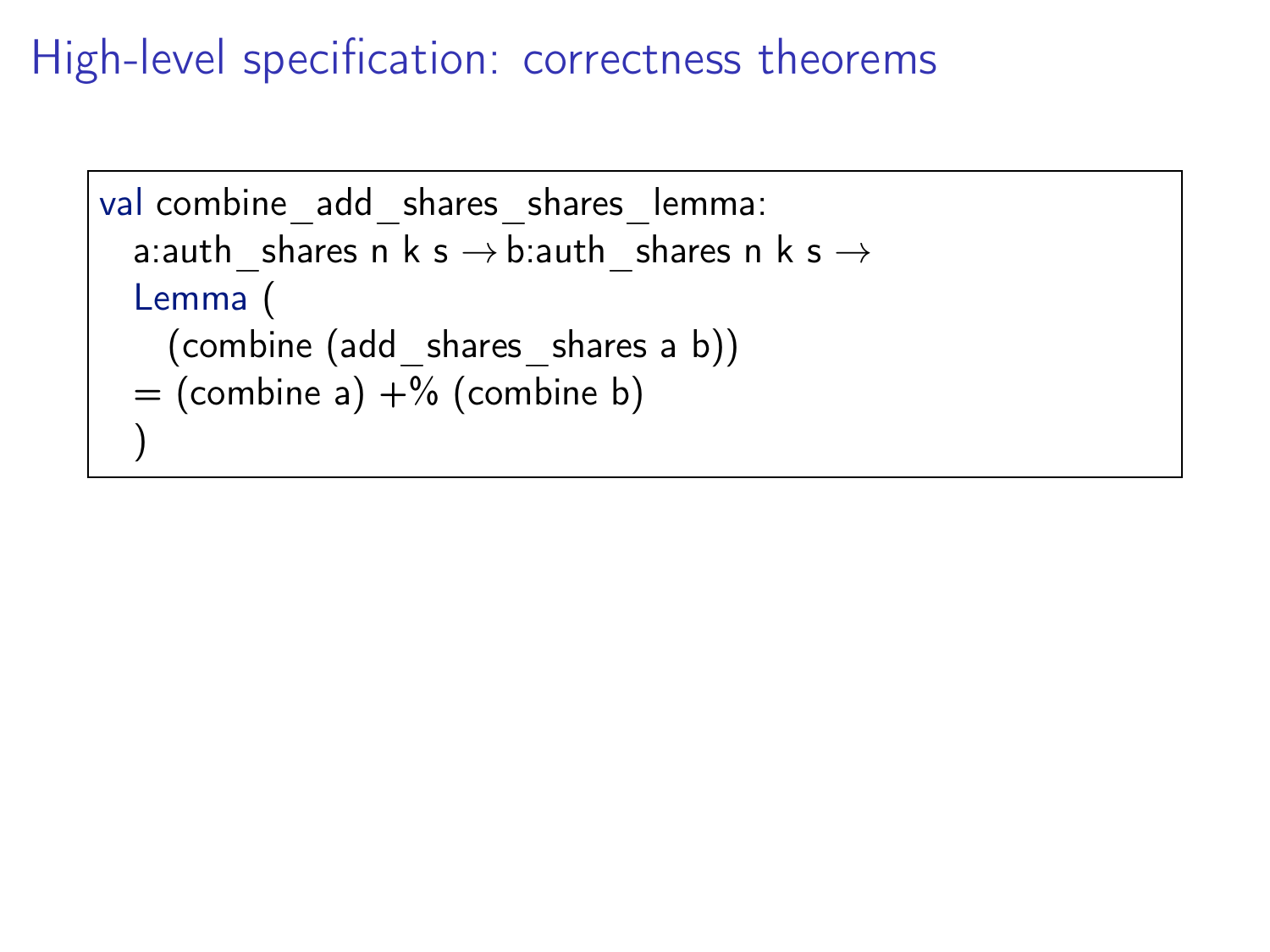# High-level specification: correctness theorems

```
val combine_add_shares_shares_lemma:
  a:auth_shares n k s → b:auth_shares n k s →
  Lemma (
    (combine (add_shares_shares a b))
  = (combine a) +% (combine b)
  )
```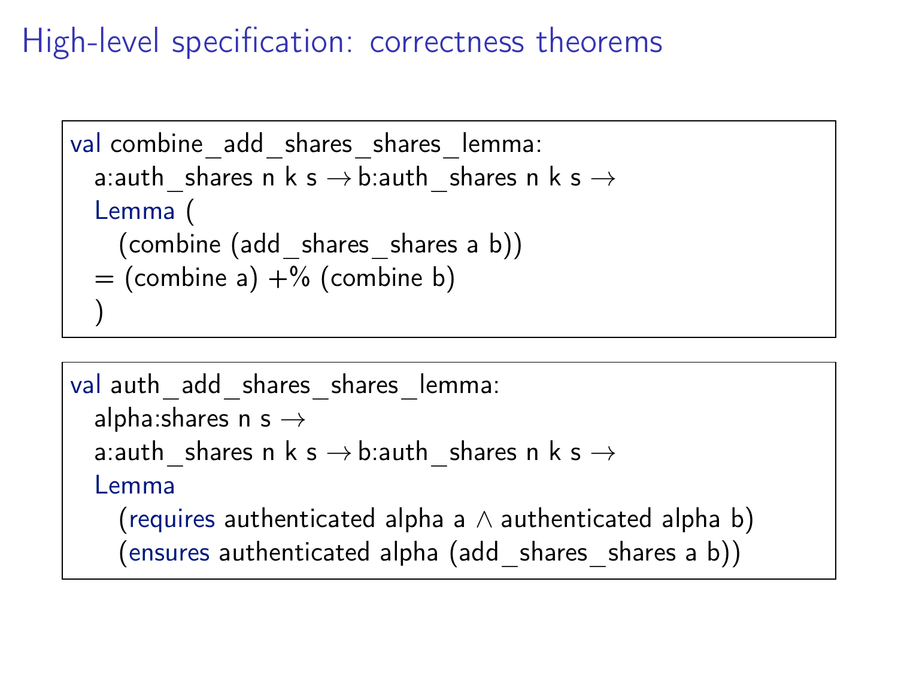# High-level specification: correctness theorems

```
val combine_add_shares_shares_lemma:
  a:auth_shares n k s → b:auth_shares n k s →
  Lemma (
    (combine (add_shares_shares a b))
  = (combine a) +% (combine b)
  )
```

```
val auth_add_shares_shares_lemma:
  alpha:shares n s →
  a:auth_shares n k s → b:auth_shares n k s →
  Lemma
    (requires authenticated alpha a ∧ authenticated alpha b)
    (ensures authenticated alpha (add_shares_shares a b))
```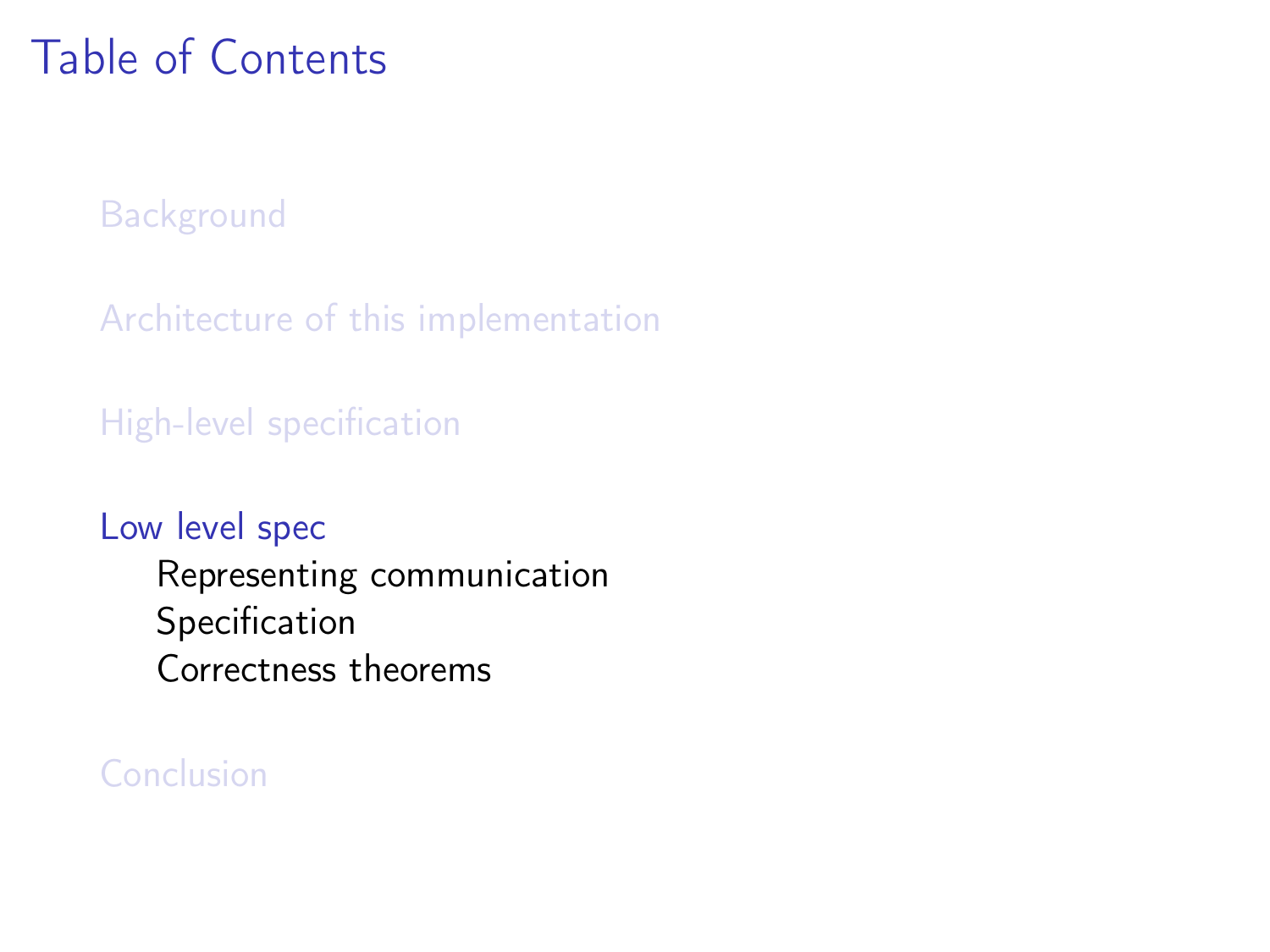# Table of Contents

Background

Architecture of this implementation

High-level specification

Low level spec

- Representing communication
- Specification
- Correctness theorems

Conclusion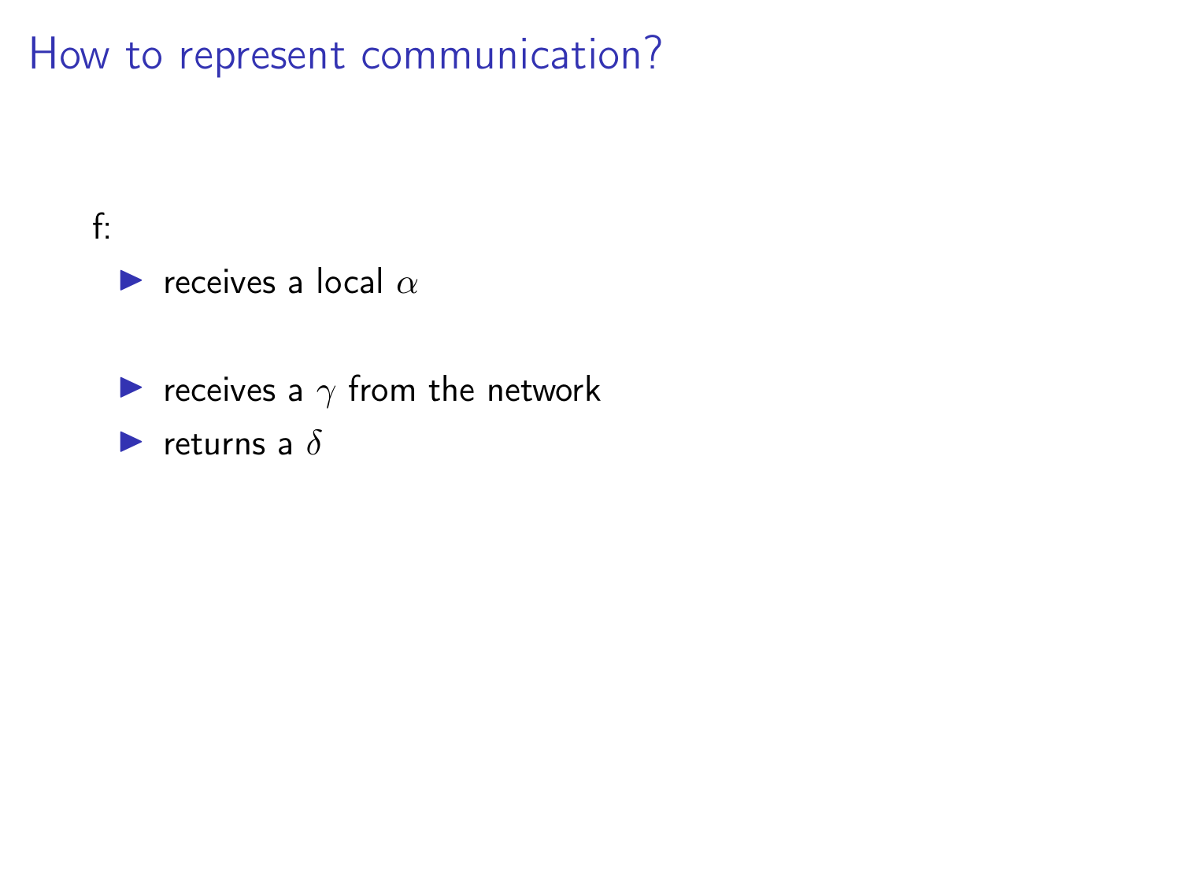# How to represent communication?

f:

- receives a local $\alpha$

- receives a $\gamma$ from the network
- returns a $\delta$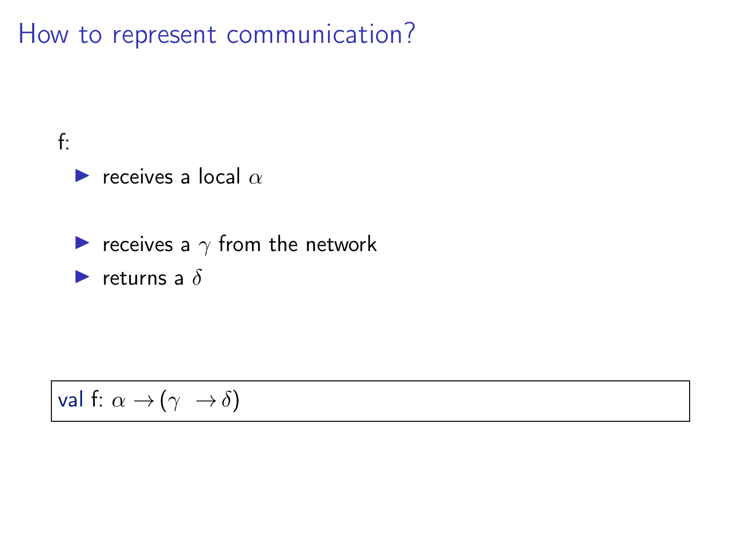# How to represent communication?

f:

- receives a local $\alpha$
- receives a $\gamma$ from the network
- returns a $\delta$

```
val f: α → (γ → δ)
```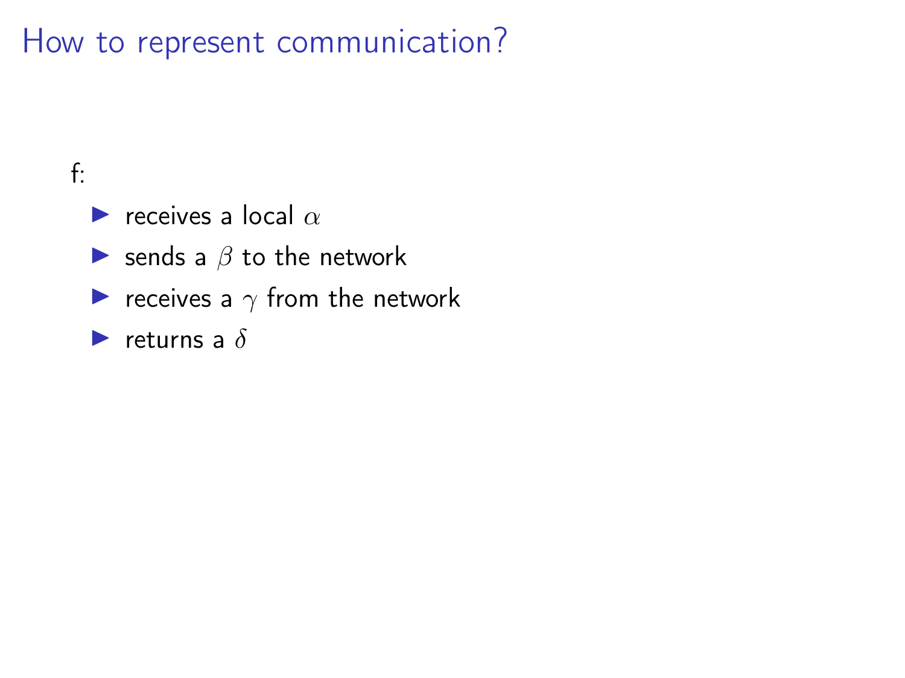# How to represent communication?

f:

- receives a local $\alpha$
- sends a $\beta$ to the network
- receives a $\gamma$ from the network
- returns a $\delta$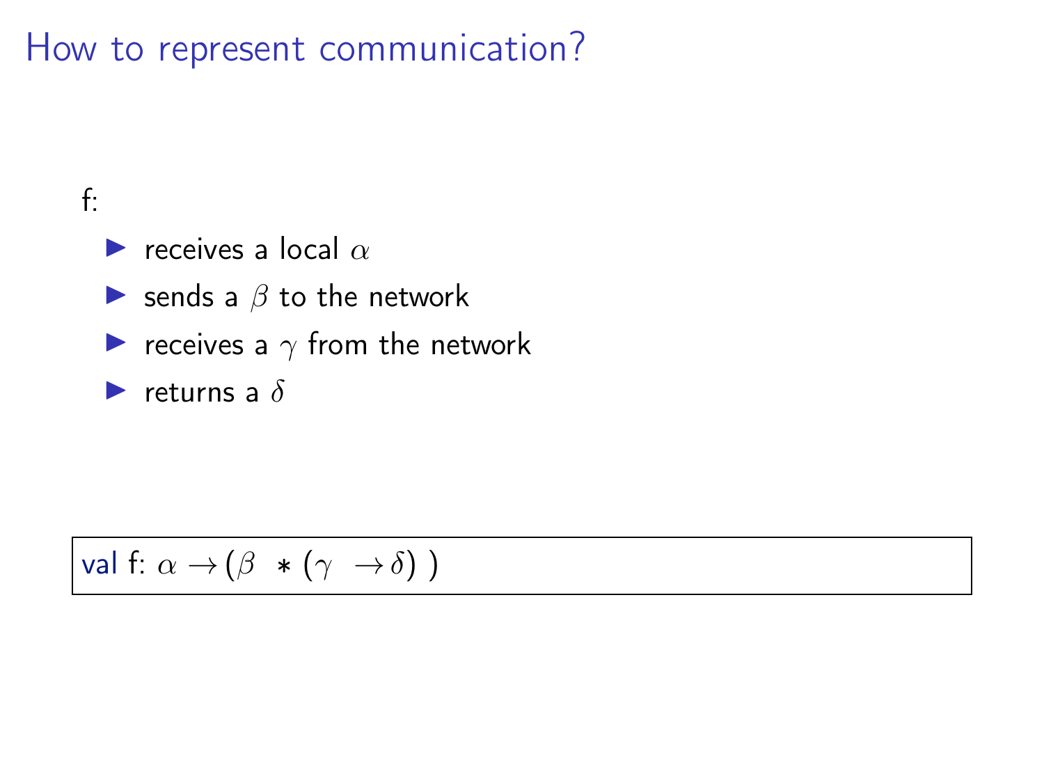# How to represent communication?

f:

- receives a local $\alpha$
- sends a $\beta$ to the network
- receives a $\gamma$ from the network
- returns a $\delta$

```
val f: α → (β * (γ → δ) )
```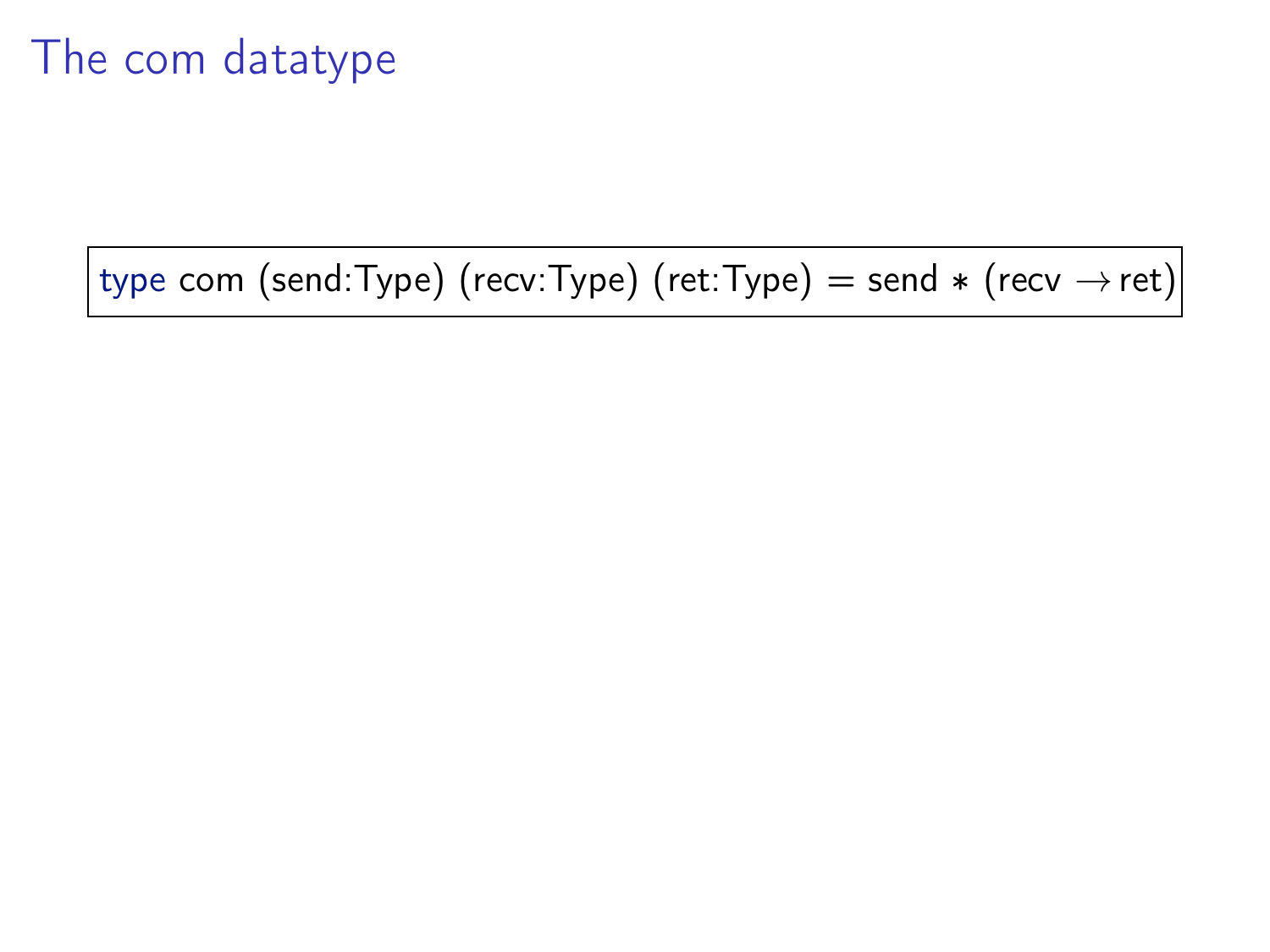# The com datatype

```
type com (send:Type) (recv:Type) (ret:Type) = send * (recv → ret)
```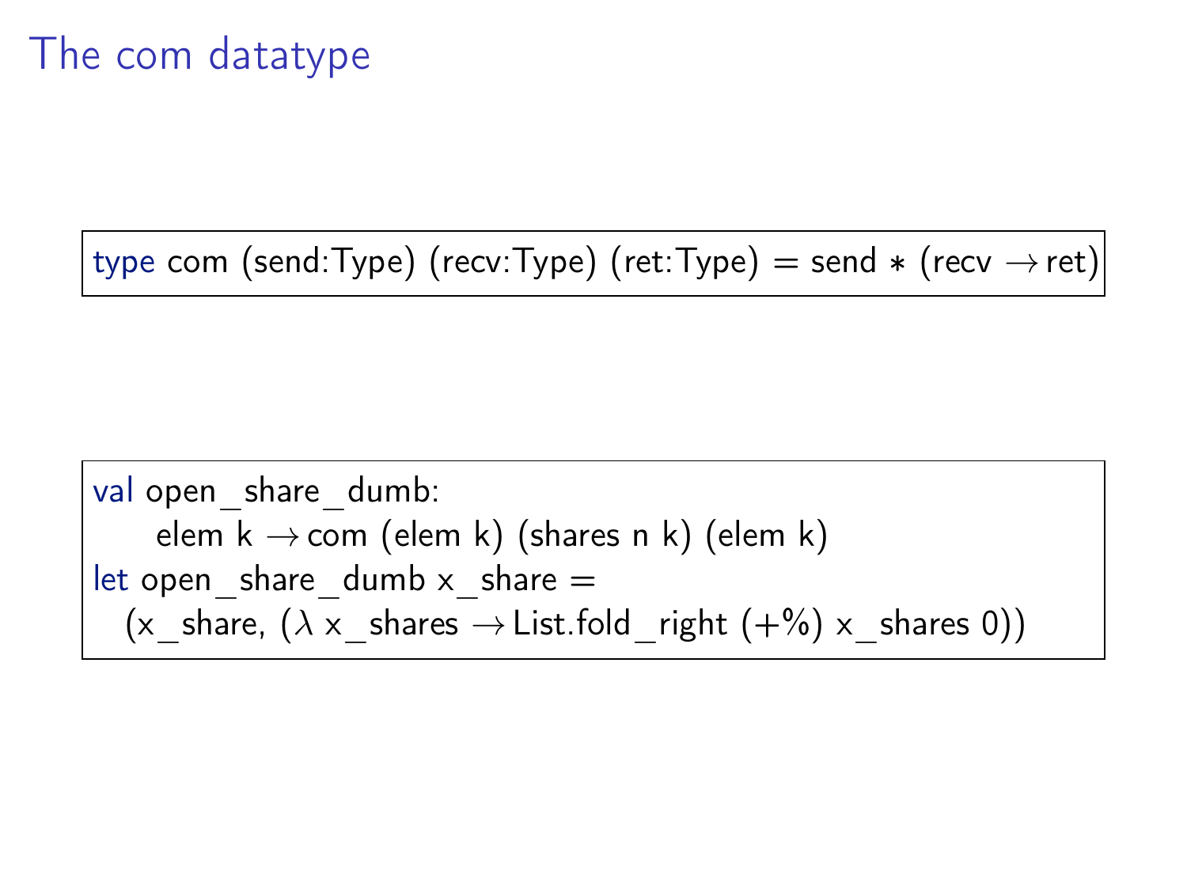# The com datatype

```
type com (send:Type) (recv:Type) (ret:Type) = send ∗ (recv → ret)
```

```
val open_share_dumb:
    elem k → com (elem k) (shares n k) (elem k)
let open_share_dumb x_share =
  (x_share, (λ x_shares → List.fold_right (+%) x_shares 0))
```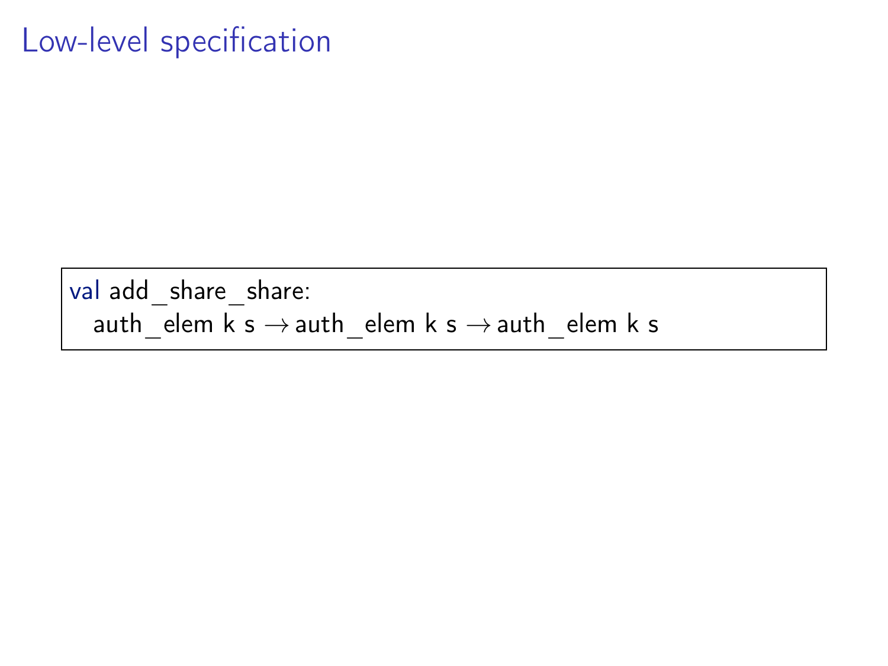# Low-level specification

```
val add_share_share:
  auth_elem k s → auth_elem k s → auth_elem k s
```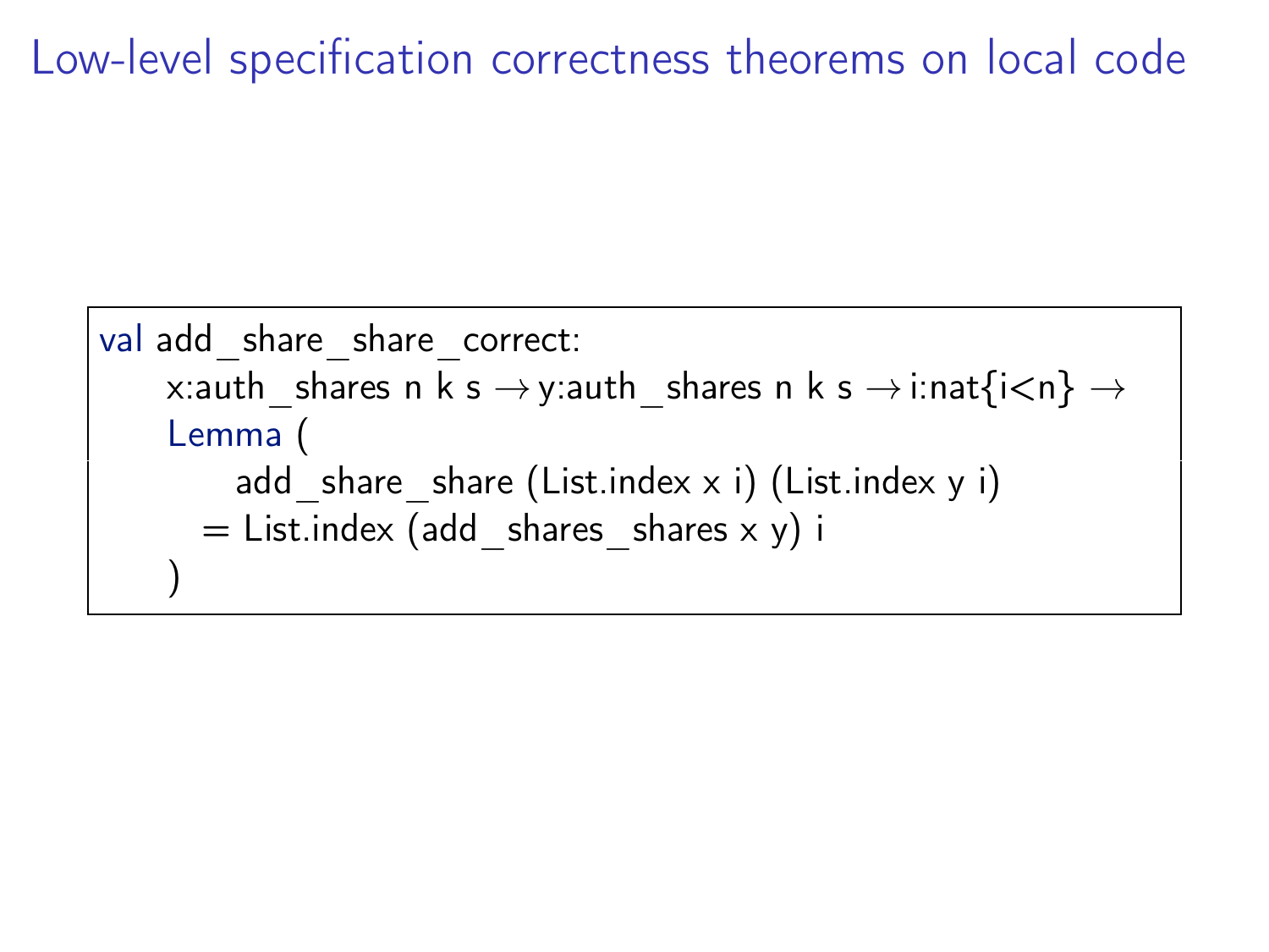# Low-level specification correctness theorems on local code

```
val add_share_share_correct:
    x:auth_shares n k s → y:auth_shares n k s → i:nat{i<n} →
    Lemma (
        add_share_share (List.index x i) (List.index y i)
      = List.index (add_shares_shares x y) i
    )
```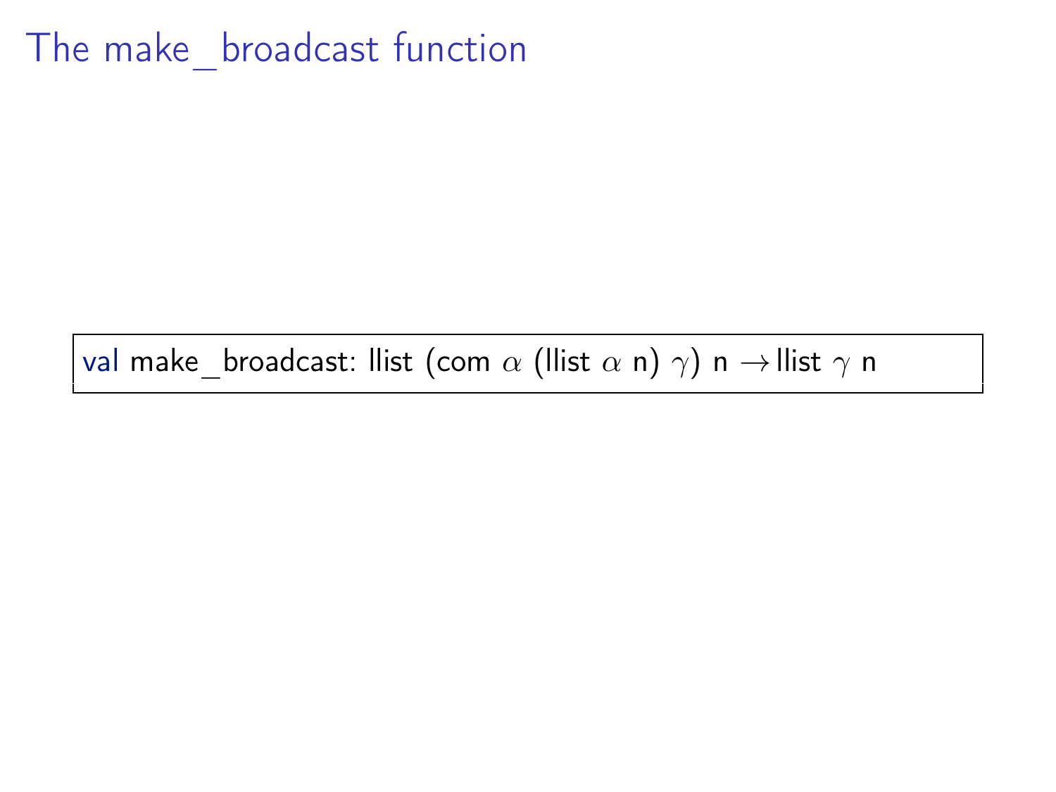# The make_broadcast function

```
val make_broadcast: llist (com α (llist α n) γ) n → llist γ n
```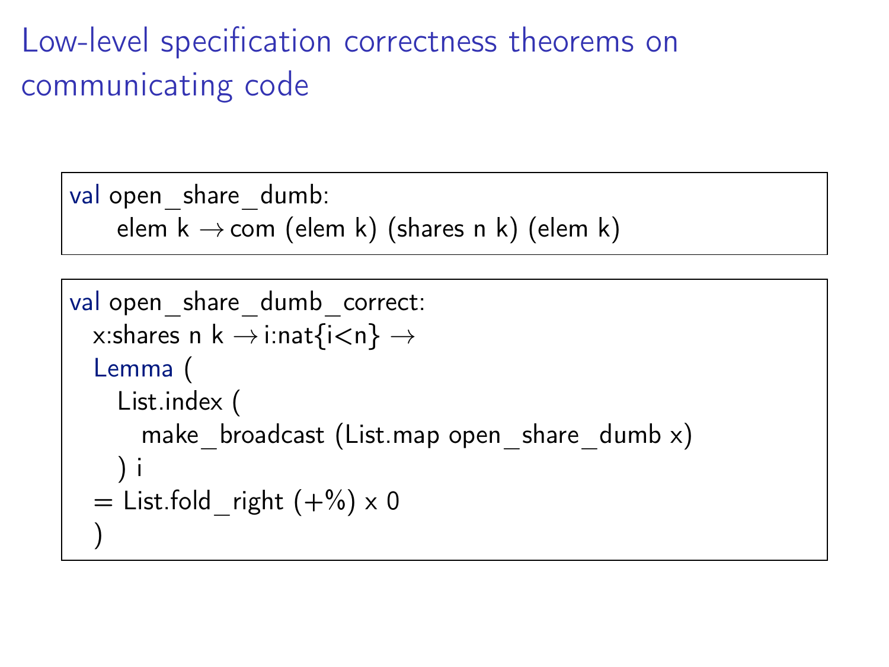# Low-level specification correctness theorems on communicating code

```
val open_share_dumb:
    elem k → com (elem k) (shares n k) (elem k)
```

```
val open_share_dumb_correct:
  x:shares n k → i:nat{i<n} →
  Lemma (
    List.index (
      make_broadcast (List.map open_share_dumb x)
    ) i
  = List.fold_right (+%) x 0
  )
```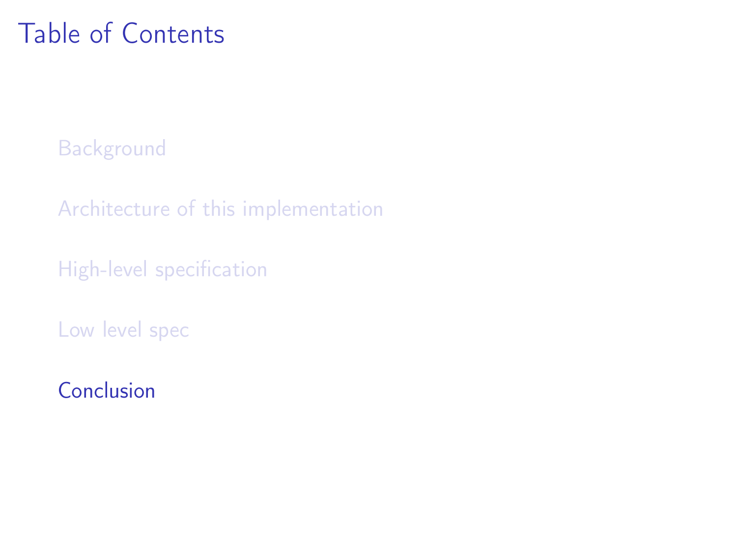# Table of Contents

Background

Architecture of this implementation

High-level specification

Low level spec

Conclusion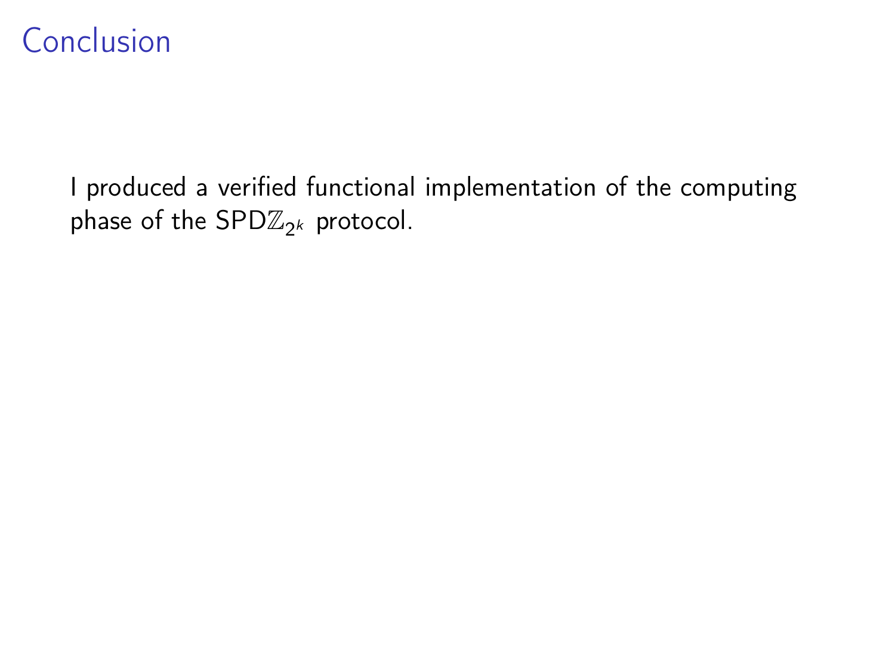# Conclusion

I produced a verified functional implementation of the computing phase of the SPD$\mathbb{Z}_{2^k}$ protocol.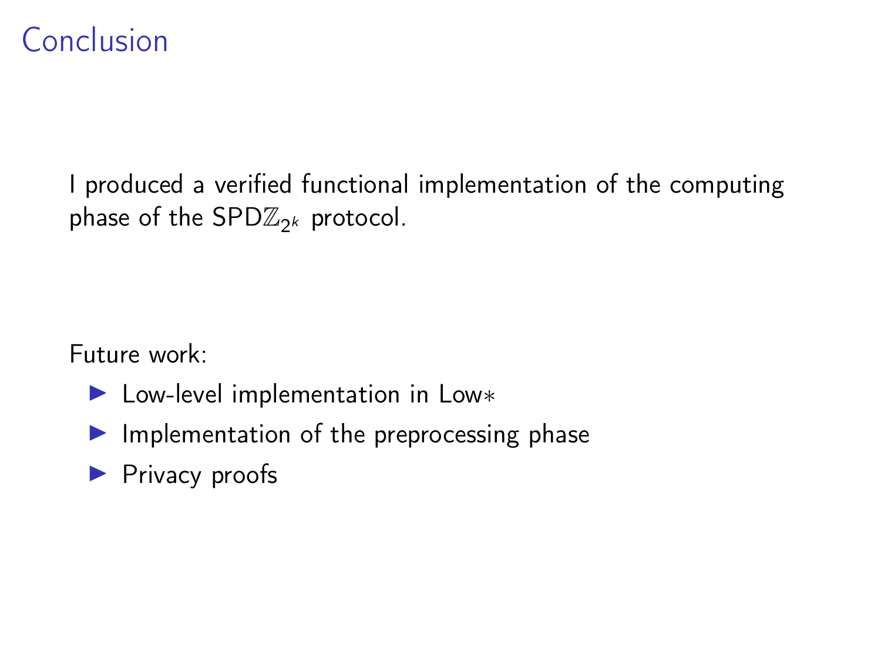# Conclusion

I produced a verified functional implementation of the computing phase of the SPD$\mathbb{Z}_{2^k}$ protocol.

Future work:

- Low-level implementation in Low$*$
- Implementation of the preprocessing phase
- Privacy proofs